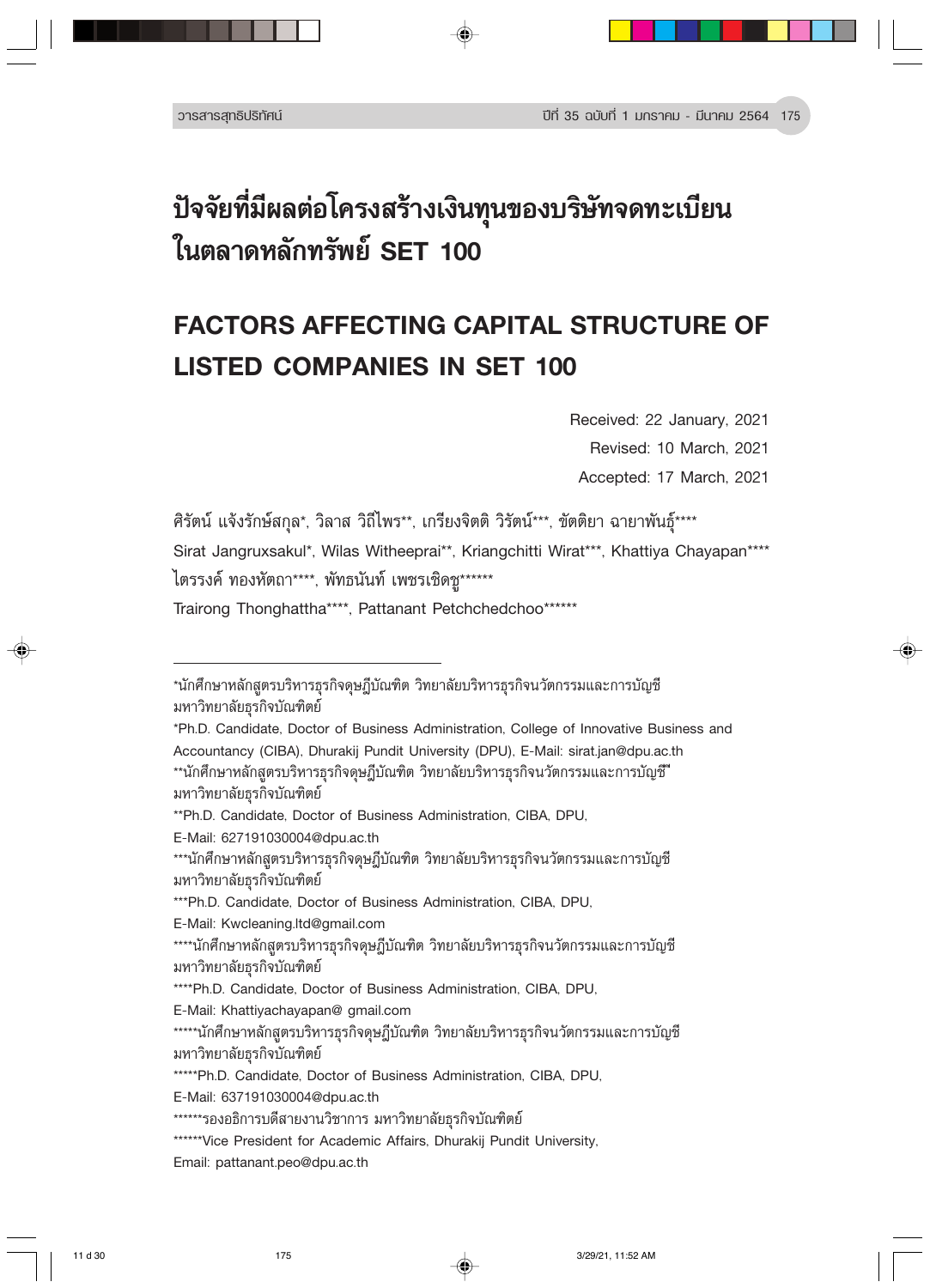# ปัจจัยที่มีผลต่อโครงสร้างเงินทุนของบริษัทจดทะเบียนในตลาดหลักทรัพย์ SET 100

# FACTORS AFFECTING CAPITAL STRUCTURE OF LISTED COMPANIES IN SET 100

Received: 22 January, 2021

Revised: 10 March, 2021

Accepted: 17 March, 2021

ศิรัตน์ แจ้งรักษ์สกุล*, วิลาส วิถีไพร**, เกรียงจิตติ วิรัตน์***, ขัตติยา ฉายาพันธุ์****

Sirat Jangruxsakul*, Wilas Witheeprai**, Kriangchitti Wirat***, Khattiya Chayapan****

ไตรรงค์ ทองหัตถา****, พัทธนันท์ เพชรเชิดชู******

Trairong Thonghattha****, Pattanant Petchchedchoo******

---

*นักศึกษาหลักสูตรบริหารธุรกิจดุษฎีบัณฑิต วิทยาลัยบริหารธุรกิจนวัตกรรมและการบัญชี มหาวิทยาลัยธุรกิจบัณฑิตย์

*Ph.D. Candidate, Doctor of Business Administration, College of Innovative Business and Accountancy (CIBA), Dhurakij Pundit University (DPU), E-Mail: sirat.jan@dpu.ac.th

**นักศึกษาหลักสูตรบริหารธุรกิจดุษฎีบัณฑิต วิทยาลัยบริหารธุรกิจนวัตกรรมและการบัญชี มหาวิทยาลัยธุรกิจบัณฑิตย์

**Ph.D. Candidate, Doctor of Business Administration, CIBA, DPU, E-Mail: 627191030004@dpu.ac.th

***นักศึกษาหลักสูตรบริหารธุรกิจดุษฎีบัณฑิต วิทยาลัยบริหารธุรกิจนวัตกรรมและการบัญชี มหาวิทยาลัยธุรกิจบัณฑิตย์

***Ph.D. Candidate, Doctor of Business Administration, CIBA, DPU, E-Mail: Kwcleaning.ltd@gmail.com

****นักศึกษาหลักสูตรบริหารธุรกิจดุษฎีบัณฑิต วิทยาลัยบริหารธุรกิจนวัตกรรมและการบัญชี มหาวิทยาลัยธุรกิจบัณฑิตย์

****Ph.D. Candidate, Doctor of Business Administration, CIBA, DPU, E-Mail: Khattiyachayapan@ gmail.com

*****นักศึกษาหลักสูตรบริหารธุรกิจดุษฎีบัณฑิต วิทยาลัยบริหารธุรกิจนวัตกรรมและการบัญชี มหาวิทยาลัยธุรกิจบัณฑิตย์

*****Ph.D. Candidate, Doctor of Business Administration, CIBA, DPU, E-Mail: 637191030004@dpu.ac.th

******รองอธิการบดีสายงานวิชาการ มหาวิทยาลัยธุรกิจบัณฑิตย์

******Vice President for Academic Affairs, Dhurakij Pundit University, Email: pattanant.peo@dpu.ac.th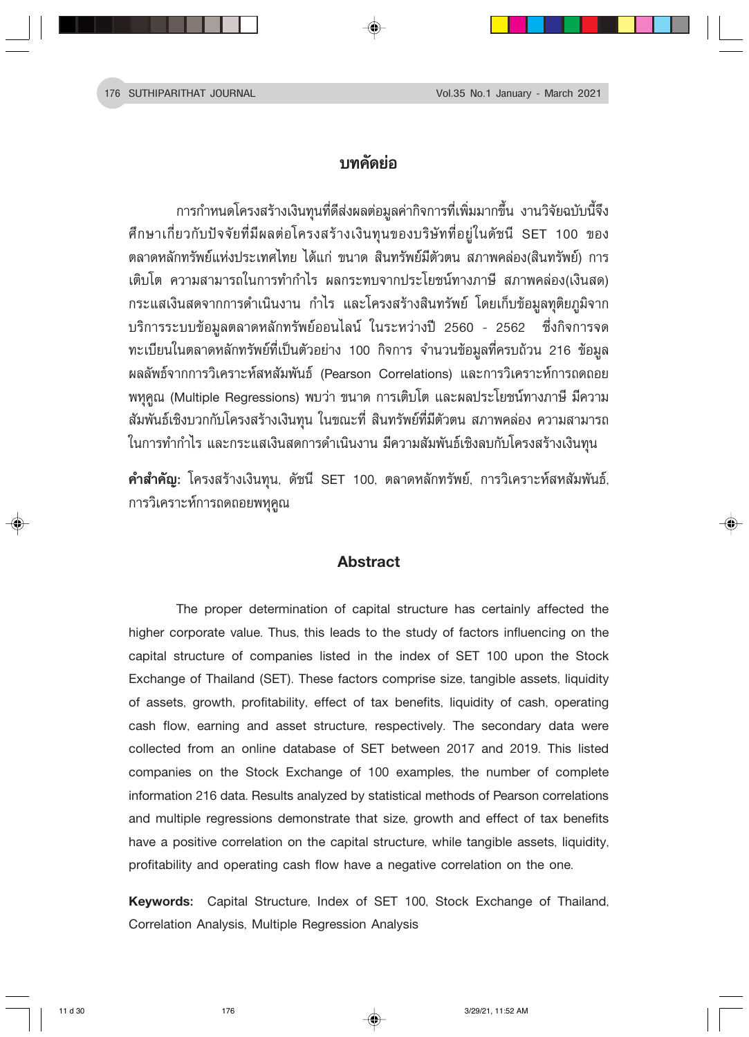## บทคัดย่อ

การกำหนดโครงสร้างเงินทุนที่ดีส่งผลต่อมูลค่ากิจการที่เพิ่มมากขึ้น งานวิจัยฉบับนี้จึงศึกษาเกี่ยวกับปัจจัยที่มีผลต่อโครงสร้างเงินทุนของบริษัทที่อยู่ในดัชนี SET 100 ของตลาดหลักทรัพย์แห่งประเทศไทย ได้แก่ ขนาด สินทรัพย์มีตัวตน สภาพคล่อง(สินทรัพย์) การเติบโต ความสามารถในการทำกำไร ผลกระทบจากประโยชน์ทางภาษี สภาพคล่อง(เงินสด) กระแสเงินสดจากการดำเนินงาน กำไร และโครงสร้างสินทรัพย์ โดยเก็บข้อมูลทุติยภูมิจากบริการระบบข้อมูลตลาดหลักทรัพย์ออนไลน์ ในระหว่างปี 2560 - 2562 ซึ่งกิจการจดทะเบียนในตลาดหลักทรัพย์ที่เป็นตัวอย่าง 100 กิจการ จำนวนข้อมูลที่ครบถ้วน 216 ข้อมูล ผลลัพธ์จากการวิเคราะห์สหสัมพันธ์ (Pearson Correlations) และการวิเคราะห์การถดถอยพหุคูณ (Multiple Regressions) พบว่า ขนาด การเติบโต และผลประโยชน์ทางภาษี มีความสัมพันธ์เชิงบวกกับโครงสร้างเงินทุน ในขณะที่ สินทรัพย์ที่มีตัวตน สภาพคล่อง ความสามารถในการทำกำไร และกระแสเงินสดการดำเนินงาน มีความสัมพันธ์เชิงลบกับโครงสร้างเงินทุน

**คำสำคัญ:** โครงสร้างเงินทุน, ดัชนี SET 100, ตลาดหลักทรัพย์, การวิเคราะห์สหสัมพันธ์, การวิเคราะห์การถดถอยพหุคูณ

## Abstract

The proper determination of capital structure has certainly affected the higher corporate value. Thus, this leads to the study of factors influencing on the capital structure of companies listed in the index of SET 100 upon the Stock Exchange of Thailand (SET). These factors comprise size, tangible assets, liquidity of assets, growth, profitability, effect of tax benefits, liquidity of cash, operating cash flow, earning and asset structure, respectively. The secondary data were collected from an online database of SET between 2017 and 2019. This listed companies on the Stock Exchange of 100 examples, the number of complete information 216 data. Results analyzed by statistical methods of Pearson correlations and multiple regressions demonstrate that size, growth and effect of tax benefits have a positive correlation on the capital structure, while tangible assets, liquidity, profitability and operating cash flow have a negative correlation on the one.

**Keywords:** Capital Structure, Index of SET 100, Stock Exchange of Thailand, Correlation Analysis, Multiple Regression Analysis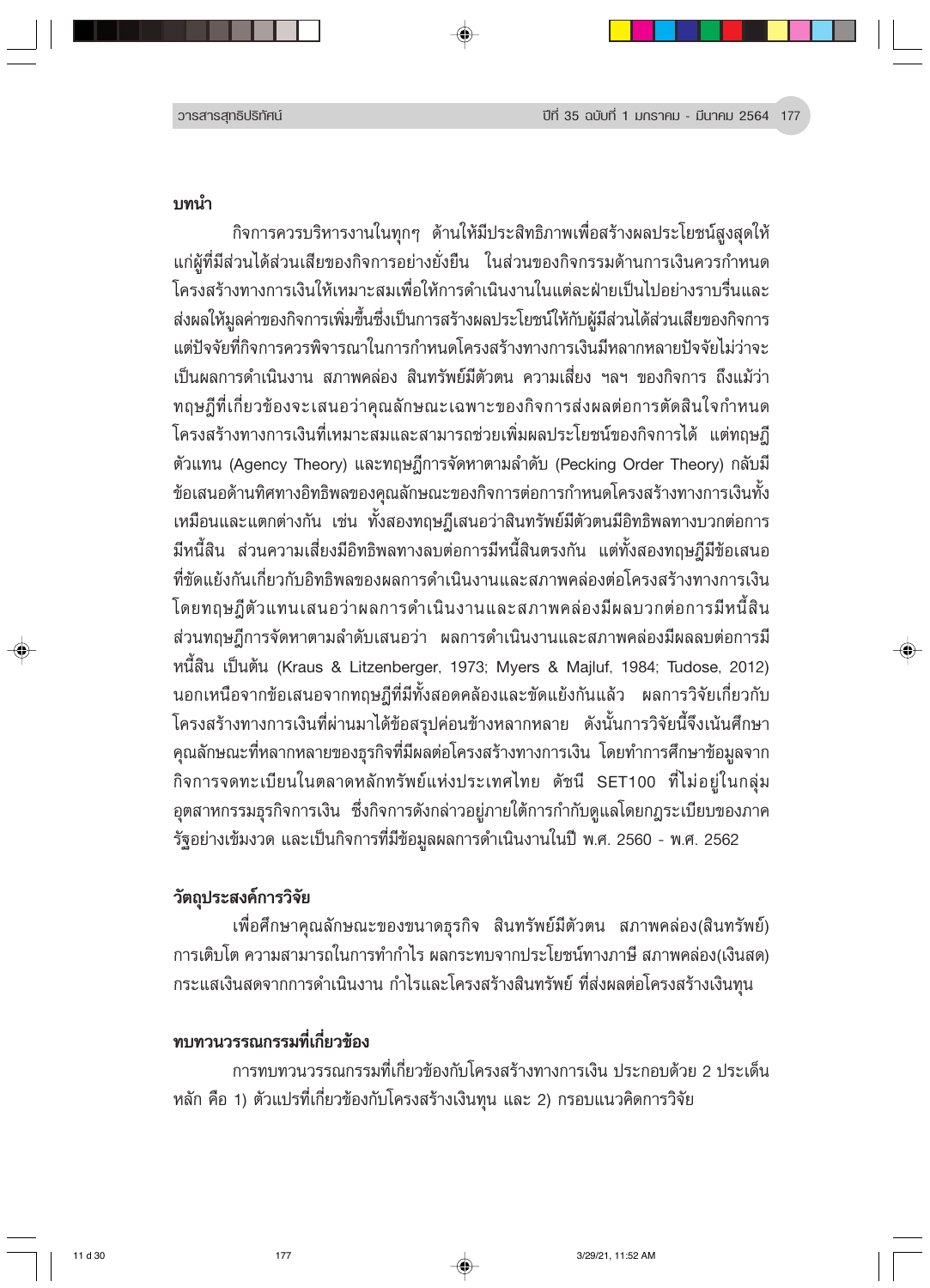## บทนำ

กิจการควรบริหารงานในทุกๆ ด้านให้มีประสิทธิภาพเพื่อสร้างผลประโยชน์สูงสุดให้แก่ผู้ที่มีส่วนได้ส่วนเสียของกิจการอย่างยั่งยืน ในส่วนของกิจกรรมด้านการเงินควรกำหนดโครงสร้างทางการเงินให้เหมาะสมเพื่อให้การดำเนินงานในแต่ละฝ่ายเป็นไปอย่างราบรื่นและส่งผลให้มูลค่าของกิจการเพิ่มขึ้นซึ่งเป็นการสร้างผลประโยชน์ให้กับผู้มีส่วนได้ส่วนเสียของกิจการ แต่ปัจจัยที่กิจการควรพิจารณาในการกำหนดโครงสร้างทางการเงินมีหลากหลายปัจจัยไม่ว่าจะเป็นผลการดำเนินงาน สภาพคล่อง สินทรัพย์มีตัวตน ความเสี่ยง ฯลฯ ของกิจการ ถึงแม้ว่าทฤษฎีที่เกี่ยวข้องจะเสนอว่าคุณลักษณะเฉพาะของกิจการส่งผลต่อการตัดสินใจกำหนดโครงสร้างทางการเงินที่เหมาะสมและสามารถช่วยเพิ่มผลประโยชน์ของกิจการได้ แต่ทฤษฎีตัวแทน (Agency Theory) และทฤษฎีการจัดหาตามลำดับ (Pecking Order Theory) กลับมีข้อเสนอด้านทิศทางอิทธิพลของคุณลักษณะของกิจการต่อการกำหนดโครงสร้างทางการเงินทั้งเหมือนและแตกต่างกัน เช่น ทั้งสองทฤษฎีเสนอว่าสินทรัพย์มีตัวตนมีอิทธิพลทางบวกต่อการมีหนี้สิน ส่วนความเสี่ยงมีอิทธิพลทางลบต่อการมีหนี้สินตรงกัน แต่ทั้งสองทฤษฎีมีข้อเสนอที่ขัดแย้งกันเกี่ยวกับอิทธิพลของผลการดำเนินงานและสภาพคล่องต่อโครงสร้างทางการเงิน โดยทฤษฎีตัวแทนเสนอว่าผลการดำเนินงานและสภาพคล่องมีผลบวกต่อการมีหนี้สิน ส่วนทฤษฎีการจัดหาตามลำดับเสนอว่า ผลการดำเนินงานและสภาพคล่องมีผลลบต่อการมีหนี้สิน เป็นต้น (Kraus & Litzenberger, 1973; Myers & Majluf, 1984; Tudose, 2012) นอกเหนือจากข้อเสนอจากทฤษฎีที่มีทั้งสอดคล้องและขัดแย้งกันแล้ว ผลการวิจัยเกี่ยวกับโครงสร้างทางการเงินที่ผ่านมาได้ข้อสรุปค่อนข้างหลากหลาย ดังนั้นการวิจัยนี้จึงเน้นศึกษาคุณลักษณะที่หลากหลายของธุรกิจที่มีผลต่อโครงสร้างทางการเงิน โดยทำการศึกษาข้อมูลจากกิจการจดทะเบียนในตลาดหลักทรัพย์แห่งประเทศไทย ดัชนี SET100 ที่ไม่อยู่ในกลุ่มอุตสาหกรรมธุรกิจการเงิน ซึ่งกิจการดังกล่าวอยู่ภายใต้การกำกับดูแลโดยกฎระเบียบของภาครัฐอย่างเข้มงวด และเป็นกิจการที่มีข้อมูลผลการดำเนินงานในปี พ.ศ. 2560 - พ.ศ. 2562

## วัตถุประสงค์การวิจัย

เพื่อศึกษาคุณลักษณะของขนาดธุรกิจ สินทรัพย์มีตัวตน สภาพคล่อง(สินทรัพย์) การเติบโต ความสามารถในการทำกำไร ผลกระทบจากประโยชน์ทางภาษี สภาพคล่อง(เงินสด) กระแสเงินสดจากการดำเนินงาน กำไรและโครงสร้างสินทรัพย์ ที่ส่งผลต่อโครงสร้างเงินทุน

## ทบทวนวรรณกรรมที่เกี่ยวข้อง

การทบทวนวรรณกรรมที่เกี่ยวข้องกับโครงสร้างทางการเงิน ประกอบด้วย 2 ประเด็นหลัก คือ 1) ตัวแปรที่เกี่ยวข้องกับโครงสร้างเงินทุน และ 2) กรอบแนวคิดการวิจัย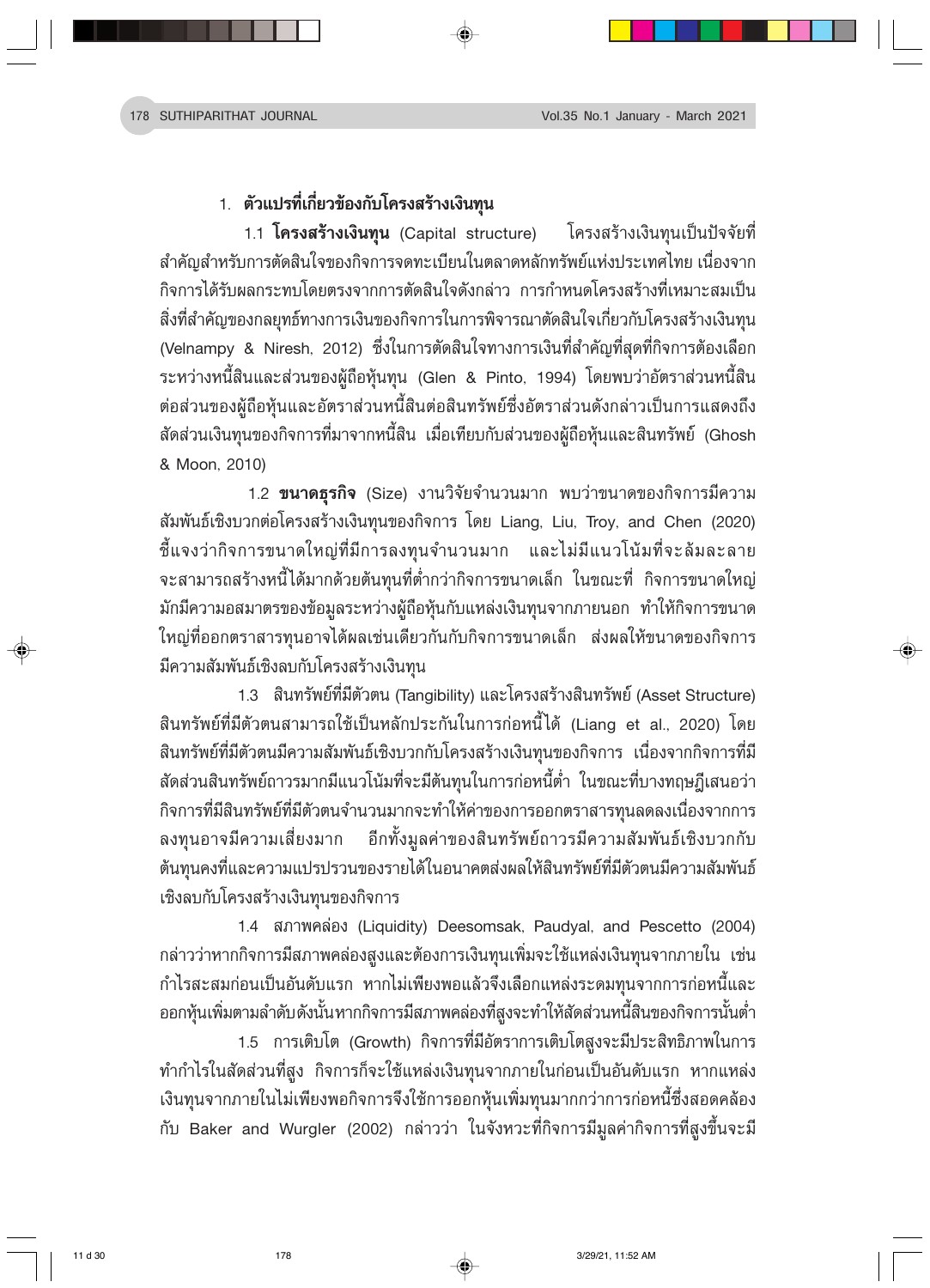1. **ตัวแปรที่เกี่ยวข้องกับโครงสร้างเงินทุน**

1.1 **โครงสร้างเงินทุน** (Capital structure) โครงสร้างเงินทุนเป็นปัจจัยที่สำคัญสำหรับการตัดสินใจของกิจการจดทะเบียนในตลาดหลักทรัพย์แห่งประเทศไทย เนื่องจากกิจการได้รับผลกระทบโดยตรงจากการตัดสินใจดังกล่าว การกำหนดโครงสร้างที่เหมาะสมเป็นสิ่งที่สำคัญของกลยุทธ์ทางการเงินของกิจการในการพิจารณาตัดสินใจเกี่ยวกับโครงสร้างเงินทุน (Velnampy & Niresh, 2012) ซึ่งในการตัดสินใจทางการเงินที่สำคัญที่สุดที่กิจการต้องเลือกระหว่างหนี้สินและส่วนของผู้ถือหุ้นทุน (Glen & Pinto, 1994) โดยพบว่าอัตราส่วนหนี้สินต่อส่วนของผู้ถือหุ้นและอัตราส่วนหนี้สินต่อสินทรัพย์ซึ่งอัตราส่วนดังกล่าวเป็นการแสดงถึงสัดส่วนเงินทุนของกิจการที่มาจากหนี้สิน เมื่อเทียบกับส่วนของผู้ถือหุ้นและสินทรัพย์ (Ghosh & Moon, 2010)

1.2 **ขนาดธุรกิจ** (Size) งานวิจัยจำนวนมาก พบว่าขนาดของกิจการมีความสัมพันธ์เชิงบวกต่อโครงสร้างเงินทุนของกิจการ โดย Liang, Liu, Troy, and Chen (2020) ชี้แจงว่ากิจการขนาดใหญ่ที่มีการลงทุนจำนวนมาก และไม่มีแนวโน้มที่จะล้มละลายจะสามารถสร้างหนี้ได้มากด้วยต้นทุนที่ต่ำกว่ากิจการขนาดเล็ก ในขณะที่ กิจการขนาดใหญ่มักมีความอสมาตรของข้อมูลระหว่างผู้ถือหุ้นกับแหล่งเงินทุนจากภายนอก ทำให้กิจการขนาดใหญ่ที่ออกตราสารทุนอาจได้ผลเช่นเดียวกันกับกิจการขนาดเล็ก ส่งผลให้ขนาดของกิจการมีความสัมพันธ์เชิงลบกับโครงสร้างเงินทุน

1.3 สินทรัพย์ที่มีตัวตน (Tangibility) และโครงสร้างสินทรัพย์ (Asset Structure) สินทรัพย์ที่มีตัวตนสามารถใช้เป็นหลักประกันในการก่อหนี้ได้ (Liang et al., 2020) โดยสินทรัพย์ที่มีตัวตนมีความสัมพันธ์เชิงบวกกับโครงสร้างเงินทุนของกิจการ เนื่องจากกิจการที่มีสัดส่วนสินทรัพย์ถาวรมากมีแนวโน้มที่จะมีต้นทุนในการก่อหนี้ต่ำ ในขณะที่บางทฤษฎีเสนอว่ากิจการที่มีสินทรัพย์ที่มีตัวตนจำนวนมากจะทำให้ค่าของการออกตราสารทุนลดลงเนื่องจากการลงทุนอาจมีความเสี่ยงมาก อีกทั้งมูลค่าของสินทรัพย์ถาวรมีความสัมพันธ์เชิงบวกกับต้นทุนคงที่และความแปรปรวนของรายได้ในอนาคตส่งผลให้สินทรัพย์ที่มีตัวตนมีความสัมพันธ์เชิงลบกับโครงสร้างเงินทุนของกิจการ

1.4 สภาพคล่อง (Liquidity) Deesomsak, Paudyal, and Pescetto (2004) กล่าวว่าหากกิจการมีสภาพคล่องสูงและต้องการเงินทุนเพิ่มจะใช้แหล่งเงินทุนจากภายใน เช่น กำไรสะสมก่อนเป็นอันดับแรก หากไม่เพียงพอแล้วจึงเลือกแหล่งระดมทุนจากการก่อหนี้และออกหุ้นเพิ่มตามลำดับดังนั้นหากกิจการมีสภาพคล่องที่สูงจะทำให้สัดส่วนหนี้สินของกิจการนั้นต่ำ

1.5 การเติบโต (Growth) กิจการที่มีอัตราการเติบโตสูงจะมีประสิทธิภาพในการทำกำไรในสัดส่วนที่สูง กิจการก็จะใช้แหล่งเงินทุนจากภายในก่อนเป็นอันดับแรก หากแหล่งเงินทุนจากภายในไม่เพียงพอกิจการจึงใช้การออกหุ้นเพิ่มทุนมากกว่าการก่อหนี้ซึ่งสอดคล้องกับ Baker and Wurgler (2002) กล่าวว่า ในจังหวะที่กิจการมีมูลค่ากิจการที่สูงขึ้นจะมี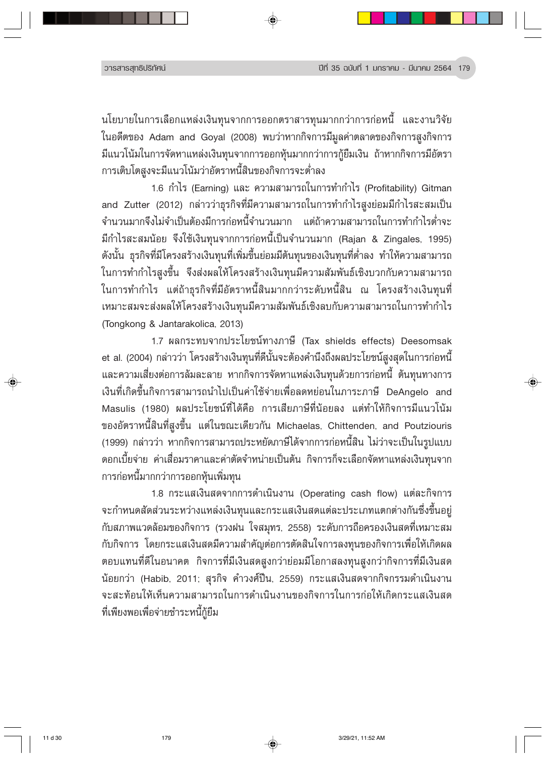นโยบายในการเลือกแหล่งเงินทุนจากการออกตราสารทุนมากกว่าการก่อหนี้ และงานวิจัยในอดีตของ Adam and Goyal (2008) พบว่าหากกิจการมีมูลค่าตลาดของกิจการสูงกิจการมีแนวโน้มในการจัดหาแหล่งเงินทุนจากการออกหุ้นมากกว่าการกู้ยืมเงิน ถ้าหากกิจการมีอัตราการเติบโตสูงจะมีแนวโน้มว่าอัตราหนี้สินของกิจการจะต่ำลง

1.6 กำไร (Earning) และ ความสามารถในการทำกำไร (Profitability) Gitman and Zutter (2012) กล่าวว่าธุรกิจที่มีความสามารถในการทำกำไรสูงย่อมมีกำไรสะสมเป็นจำนวนมากจึงไม่จำเป็นต้องมีการก่อหนี้จำนวนมาก แต่ถ้าความสามารถในการทำกำไรต่ำจะมีกำไรสะสมน้อย จึงใช้เงินทุนจากการก่อหนี้เป็นจำนวนมาก (Rajan & Zingales, 1995) ดังนั้น ธุรกิจที่มีโครงสร้างเงินทุนที่เพิ่มขึ้นย่อมมีต้นทุนของเงินทุนที่ต่ำลง ทำให้ความสามารถในการทำกำไรสูงขึ้น จึงส่งผลให้โครงสร้างเงินทุนมีความสัมพันธ์เชิงบวกกับความสามารถในการทำกำไร แต่ถ้าธุรกิจที่มีอัตราหนี้สินมากกว่าระดับหนี้สิน ณ โครงสร้างเงินทุนที่เหมาะสมจะส่งผลให้โครงสร้างเงินทุนมีความสัมพันธ์เชิงลบกับความสามารถในการทำกำไร (Tongkong & Jantarakolica, 2013)

1.7 ผลกระทบจากประโยชน์ทางภาษี (Tax shields effects) Deesomsak et al. (2004) กล่าวว่า โครงสร้างเงินทุนที่ดีนั้นจะต้องคำนึงถึงผลประโยชน์สูงสุดในการก่อหนี้และความเสี่ยงต่อการล้มละลาย หากกิจการจัดหาแหล่งเงินทุนด้วยการก่อหนี้ ต้นทุนทางการเงินที่เกิดขึ้นกิจการสามารถนำไปเป็นค่าใช้จ่ายเพื่อลดหย่อนในภาระภาษี DeAngelo and Masulis (1980) ผลประโยชน์ที่ได้คือ การเสียภาษีที่น้อยลง แต่ทำให้กิจการมีแนวโน้มของอัตราหนี้สินที่สูงขึ้น แต่ในขณะเดียวกัน Michaelas, Chittenden, and Poutziouris (1999) กล่าวว่า หากกิจการสามารถประหยัดภาษีได้จากการก่อหนี้สิน ไม่ว่าจะเป็นในรูปแบบดอกเบี้ยจ่าย ค่าเสื่อมราคาและค่าตัดจำหน่ายเป็นต้น กิจการก็จะเลือกจัดหาแหล่งเงินทุนจากการก่อหนี้มากกว่าการออกหุ้นเพิ่มทุน

1.8 กระแสเงินสดจากการดำเนินงาน (Operating cash flow) แต่ละกิจการจะกำหนดสัดส่วนระหว่างแหล่งเงินทุนและกระแสเงินสดแต่ละประเภทแตกต่างกันซึ่งขึ้นอยู่กับสภาพแวดล้อมของกิจการ (รวงฝน ใจสมุทร, 2558) ระดับการถือครองเงินสดที่เหมาะสมกับกิจการ โดยกระแสเงินสดมีความสำคัญต่อการตัดสินใจการลงทุนของกิจการเพื่อให้เกิดผลตอบแทนที่ดีในอนาคต กิจการที่มีเงินสดสูงกว่าย่อมมีโอกาสลงทุนสูงกว่ากิจการที่มีเงินสดน้อยกว่า (Habib, 2011; สุรกิจ คำวงศ์ปิน, 2559) กระแสเงินสดจากกิจกรรมดำเนินงานจะสะท้อนให้เห็นความสามารถในการดำเนินงานของกิจการในการก่อให้เกิดกระแสเงินสดที่เพียงพอเพื่อจ่ายชำระหนี้กู้ยืม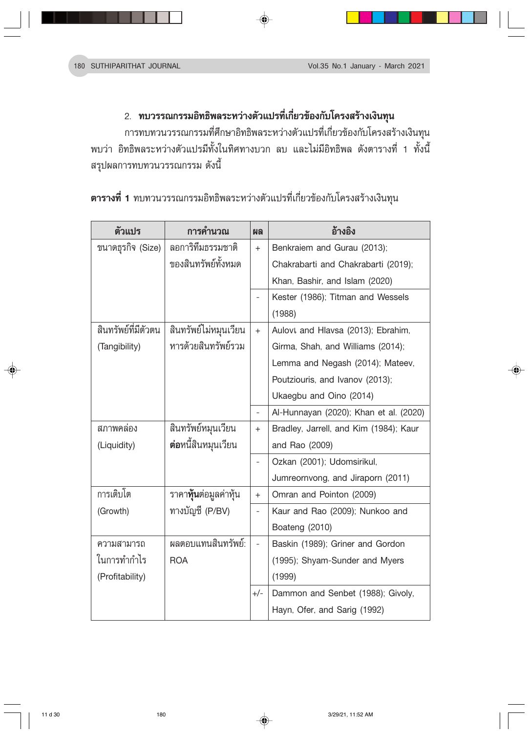2. **ทบวรรณกรรมอิทธิพลระหว่างตัวแปรที่เกี่ยวข้องกับโครงสร้างเงินทุน**

การทบทวนวรรณกรรมที่ศึกษาอิทธิพลระหว่างตัวแปรที่เกี่ยวข้องกับโครงสร้างเงินทุน พบว่า อิทธิพลระหว่างตัวแปรมีทั้งในทิศทางบวก ลบ และไม่มีอิทธิพล ดังตารางที่ 1 ทั้งนี้ สรุปผลการทบทวนวรรณกรรม ดังนี้

**ตารางที่ 1** ทบทวนวรรณกรรมอิทธิพลระหว่างตัวแปรที่เกี่ยวข้องกับโครงสร้างเงินทุน

| ตัวแปร | การคำนวณ | ผล | อ้างอิง |
|---|---|---|---|
| ขนาดธุรกิจ (Size) | ลอการิทึมธรรมชาติของสินทรัพย์ทั้งหมด | + | Benkraiem and Gurau (2013); Chakrabarti and Chakrabarti (2019); Khan, Bashir, and Islam (2020) |
| | | - | Kester (1986); Titman and Wessels (1988) |
| สินทรัพย์ที่มีตัวตน (Tangibility) | สินทรัพย์ไม่หมุนเวียนหารด้วยสินทรัพย์รวม | + | Aulovı and Hlavsa (2013); Ebrahim, Girma, Shah, and Williams (2014); Lemma and Negash (2014); Mateev, Poutziouris, and Ivanov (2013); Ukaegbu and Oino (2014) |
| | | - | Al-Hunnayan (2020); Khan et al. (2020) |
| สภาพคล่อง (Liquidity) | สินทรัพย์หมุนเวียน**ต่อ**หนี้สินหมุนเวียน | + | Bradley, Jarrell, and Kim (1984); Kaur and Rao (2009) |
| | | - | Ozkan (2001); Udomsirikul, Jumreornvong, and Jiraporn (2011) |
| การเติบโต (Growth) | ราคา**หุ้น**ต่อมูลค่าหุ้นทางบัญชี (P/BV) | + | Omran and Pointon (2009) |
| | | - | Kaur and Rao (2009); Nunkoo and Boateng (2010) |
| ความสามารถในการทำกำไร (Profitability) | ผลตอบแทนสินทรัพย์: ROA | - | Baskin (1989); Griner and Gordon (1995); Shyam-Sunder and Myers (1999) |
| | | +/- | Dammon and Senbet (1988); Givoly, Hayn, Ofer, and Sarig (1992) |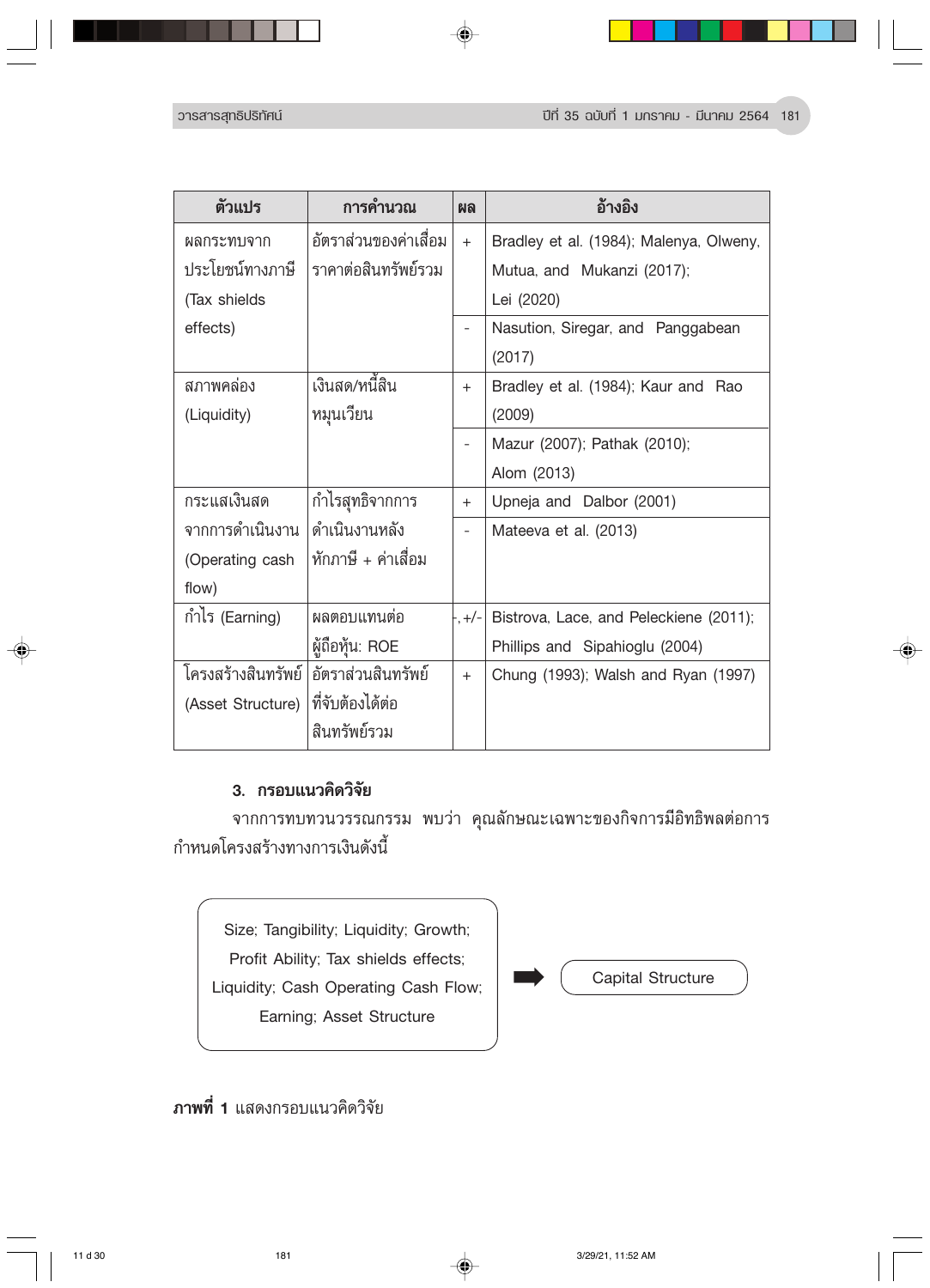| ตัวแปร | การคำนวณ | ผล | อ้างอิง |
|---|---|---|---|
| ผลกระทบจากประโยชน์ทางภาษี (Tax shields effects) | อัตราส่วนของค่าเสื่อมราคาต่อสินทรัพย์รวม | + | Bradley et al. (1984); Malenya, Olweny, Mutua, and Mukanzi (2017); Lei (2020) |
| | | - | Nasution, Siregar, and Panggabean (2017) |
| สภาพคล่อง (Liquidity) | เงินสด/หนี้สินหมุนเวียน | + | Bradley et al. (1984); Kaur and Rao (2009) |
| | | - | Mazur (2007); Pathak (2010); Alom (2013) |
| กระแสเงินสดจากการดำเนินงาน (Operating cash flow) | กำไรสุทธิจากการดำเนินงานหลังหักภาษี + ค่าเสื่อม | + | Upneja and Dalbor (2001) |
| | | - | Mateeva et al. (2013) |
| กำไร (Earning) | ผลตอบแทนต่อผู้ถือหุ้น: ROE | -, +/- | Bistrova, Lace, and Peleckiene (2011); Phillips and Sipahioglu (2004) |
| โครงสร้างสินทรัพย์ (Asset Structure) | อัตราส่วนสินทรัพย์ที่จับต้องได้ต่อสินทรัพย์รวม | + | Chung (1993); Walsh and Ryan (1997) |

### 3. กรอบแนวคิดวิจัย

จากการทบทวนวรรณกรรม พบว่า คุณลักษณะเฉพาะของกิจการมีอิทธิพลต่อการกำหนดโครงสร้างทางการเงินดังนี้

Size; Tangibility; Liquidity; Growth; Profit Ability; Tax shields effects; Liquidity; Cash Operating Cash Flow; Earning; Asset Structure

➡

Capital Structure

**ภาพที่ 1** แสดงกรอบแนวคิดวิจัย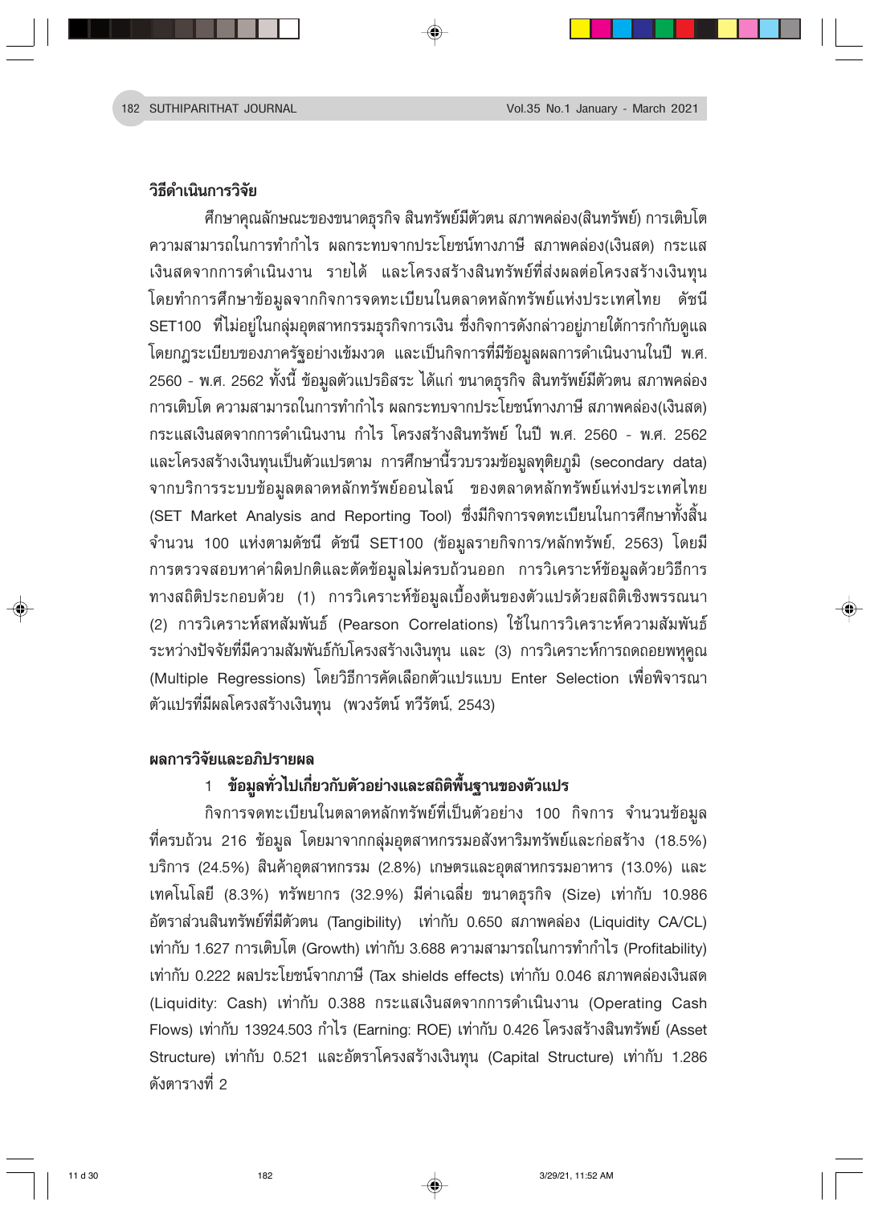## วิธีดำเนินการวิจัย

ศึกษาคุณลักษณะของขนาดธุรกิจ สินทรัพย์มีตัวตน สภาพคล่อง(สินทรัพย์) การเติบโต ความสามารถในการทำกำไร ผลกระทบจากประโยชน์ทางภาษี สภาพคล่อง(เงินสด) กระแสเงินสดจากการดำเนินงาน รายได้ และโครงสร้างสินทรัพย์ที่ส่งผลต่อโครงสร้างเงินทุน โดยทำการศึกษาข้อมูลจากกิจการจดทะเบียนในตลาดหลักทรัพย์แห่งประเทศไทย ดัชนี SET100 ที่ไม่อยู่ในกลุ่มอุตสาหกรรมธุรกิจการเงิน ซึ่งกิจการดังกล่าวอยู่ภายใต้การกำกับดูแลโดยกฎระเบียบของภาครัฐอย่างเข้มงวด และเป็นกิจการที่มีข้อมูลผลการดำเนินงานในปี พ.ศ. 2560 - พ.ศ. 2562 ทั้งนี้ ข้อมูลตัวแปรอิสระ ได้แก่ ขนาดธุรกิจ สินทรัพย์มีตัวตน สภาพคล่อง การเติบโต ความสามารถในการทำกำไร ผลกระทบจากประโยชน์ทางภาษี สภาพคล่อง(เงินสด) กระแสเงินสดจากการดำเนินงาน กำไร โครงสร้างสินทรัพย์ ในปี พ.ศ. 2560 - พ.ศ. 2562 และโครงสร้างเงินทุนเป็นตัวแปรตาม การศึกษานี้รวบรวมข้อมูลทุติยภูมิ (secondary data) จากบริการระบบข้อมูลตลาดหลักทรัพย์ออนไลน์ ของตลาดหลักทรัพย์แห่งประเทศไทย (SET Market Analysis and Reporting Tool) ซึ่งมีกิจการจดทะเบียนในการศึกษาทั้งสิ้น จำนวน 100 แห่งตามดัชนี ดัชนี SET100 (ข้อมูลรายกิจการ/หลักทรัพย์, 2563) โดยมีการตรวจสอบหาค่าผิดปกติและตัดข้อมูลไม่ครบถ้วนออก การวิเคราะห์ข้อมูลด้วยวิธีการทางสถิติประกอบด้วย (1) การวิเคราะห์ข้อมูลเบื้องต้นของตัวแปรด้วยสถิติเชิงพรรณนา (2) การวิเคราะห์สหสัมพันธ์ (Pearson Correlations) ใช้ในการวิเคราะห์ความสัมพันธ์ระหว่างปัจจัยที่มีความสัมพันธ์กับโครงสร้างเงินทุน และ (3) การวิเคราะห์การถดถอยพหุคูณ (Multiple Regressions) โดยวิธีการคัดเลือกตัวแปรแบบ Enter Selection เพื่อพิจารณาตัวแปรที่มีผลโครงสร้างเงินทุน (พวงรัตน์ ทวีรัตน์, 2543)

## ผลการวิจัยและอภิปรายผล

### 1 ข้อมูลทั่วไปเกี่ยวกับตัวอย่างและสถิติพื้นฐานของตัวแปร

กิจการจดทะเบียนในตลาดหลักทรัพย์ที่เป็นตัวอย่าง 100 กิจการ จำนวนข้อมูลที่ครบถ้วน 216 ข้อมูล โดยมาจากกลุ่มอุตสาหกรรมอสังหาริมทรัพย์และก่อสร้าง (18.5%) บริการ (24.5%) สินค้าอุตสาหกรรม (2.8%) เกษตรและอุตสาหกรรมอาหาร (13.0%) และเทคโนโลยี (8.3%) ทรัพยากร (32.9%) มีค่าเฉลี่ย ขนาดธุรกิจ (Size) เท่ากับ 10.986 อัตราส่วนสินทรัพย์ที่มีตัวตน (Tangibility) เท่ากับ 0.650 สภาพคล่อง (Liquidity CA/CL) เท่ากับ 1.627 การเติบโต (Growth) เท่ากับ 3.688 ความสามารถในการทำกำไร (Profitability) เท่ากับ 0.222 ผลประโยชน์จากภาษี (Tax shields effects) เท่ากับ 0.046 สภาพคล่องเงินสด (Liquidity: Cash) เท่ากับ 0.388 กระแสเงินสดจากการดำเนินงาน (Operating Cash Flows) เท่ากับ 13924.503 กำไร (Earning: ROE) เท่ากับ 0.426 โครงสร้างสินทรัพย์ (Asset Structure) เท่ากับ 0.521 และอัตราโครงสร้างเงินทุน (Capital Structure) เท่ากับ 1.286 ดังตารางที่ 2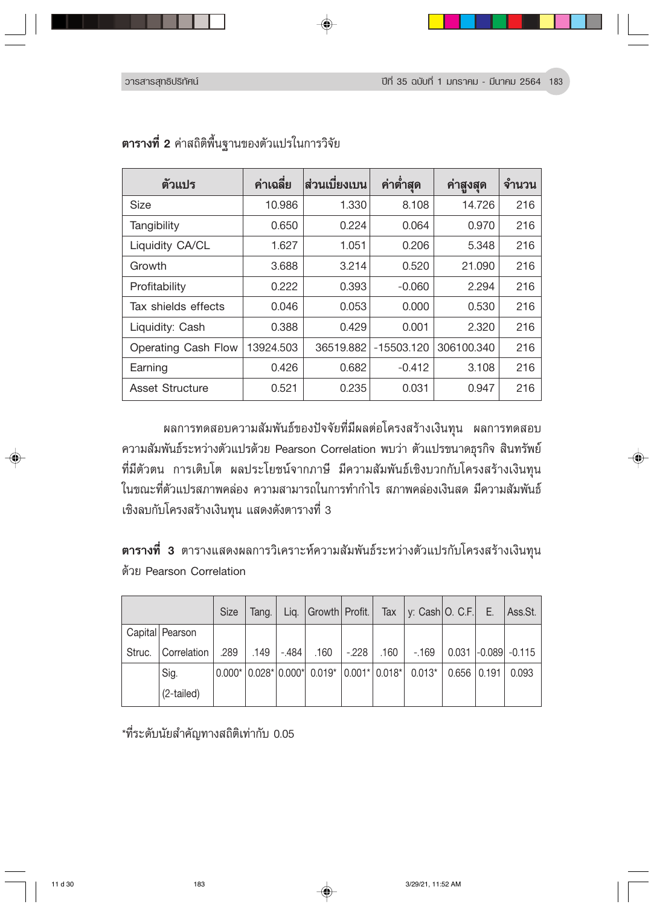**ตารางที่ 2** ค่าสถิติพื้นฐานของตัวแปรในการวิจัย

| ตัวแปร | ค่าเฉลี่ย | ส่วนเบี่ยงเบน | ค่าต่ำสุด | ค่าสูงสุด | จำนวน |
|---|---|---|---|---|---|
| Size | 10.986 | 1.330 | 8.108 | 14.726 | 216 |
| Tangibility | 0.650 | 0.224 | 0.064 | 0.970 | 216 |
| Liquidity CA/CL | 1.627 | 1.051 | 0.206 | 5.348 | 216 |
| Growth | 3.688 | 3.214 | 0.520 | 21.090 | 216 |
| Profitability | 0.222 | 0.393 | -0.060 | 2.294 | 216 |
| Tax shields effects | 0.046 | 0.053 | 0.000 | 0.530 | 216 |
| Liquidity: Cash | 0.388 | 0.429 | 0.001 | 2.320 | 216 |
| Operating Cash Flow | 13924.503 | 36519.882 | -15503.120 | 306100.340 | 216 |
| Earning | 0.426 | 0.682 | -0.412 | 3.108 | 216 |
| Asset Structure | 0.521 | 0.235 | 0.031 | 0.947 | 216 |

ผลการทดสอบความสัมพันธ์ของปัจจัยที่มีผลต่อโครงสร้างเงินทุน ผลการทดสอบความสัมพันธ์ระหว่างตัวแปรด้วย Pearson Correlation พบว่า ตัวแปรขนาดธุรกิจ สินทรัพย์ที่มีตัวตน การเติบโต ผลประโยชน์จากภาษี มีความสัมพันธ์เชิงบวกกับโครงสร้างเงินทุน ในขณะที่ตัวแปรสภาพคล่อง ความสามารถในการทำกำไร สภาพคล่องเงินสด มีความสัมพันธ์เชิงลบกับโครงสร้างเงินทุน แสดงดังตารางที่ 3

**ตารางที่ 3** ตารางแสดงผลการวิเคราะห์ความสัมพันธ์ระหว่างตัวแปรกับโครงสร้างเงินทุน ด้วย Pearson Correlation

| | | Size | Tang. | Liq. | Growth | Profit. | Tax | y: Cash | O. C.F. | E. | Ass.St. |
|---|---|---|---|---|---|---|---|---|---|---|---|
| Capital Struc. | Pearson Correlation | .289 | .149 | -.484 | .160 | -.228 | .160 | -.169 | 0.031 | -0.089 | -0.115 |
| | Sig. (2-tailed) | 0.000* | 0.028* | 0.000* | 0.019* | 0.001* | 0.018* | 0.013* | 0.656 | 0.191 | 0.093 |

*ที่ระดับนัยสำคัญทางสถิติเท่ากับ 0.05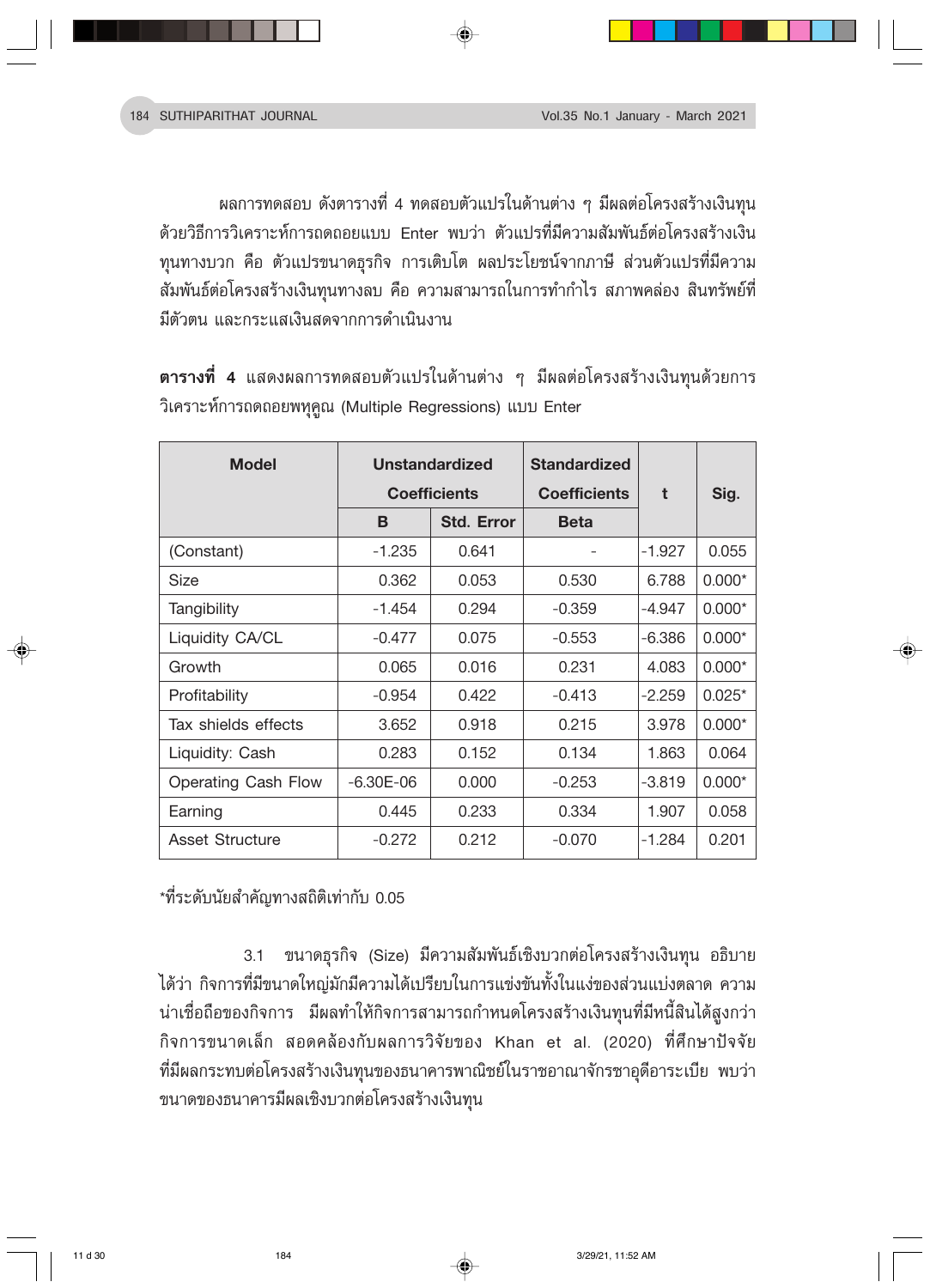ผลการทดสอบ ดังตารางที่ 4 ทดสอบตัวแปรในด้านต่าง ๆ มีผลต่อโครงสร้างเงินทุนด้วยวิธีการวิเคราะห์การถดถอยแบบ Enter พบว่า ตัวแปรที่มีความสัมพันธ์ต่อโครงสร้างเงินทุนทางบวก คือ ตัวแปรขนาดธุรกิจ การเติบโต ผลประโยชน์จากภาษี ส่วนตัวแปรที่มีความสัมพันธ์ต่อโครงสร้างเงินทุนทางลบ คือ ความสามารถในการทำกำไร สภาพคล่อง สินทรัพย์ที่มีตัวตน และกระแสเงินสดจากการดำเนินงาน

**ตารางที่ 4** แสดงผลการทดสอบตัวแปรในด้านต่าง ๆ มีผลต่อโครงสร้างเงินทุนด้วยการวิเคราะห์การถดถอยพหุคูณ (Multiple Regressions) แบบ Enter

| Model | Unstandardized Coefficients | | Standardized Coefficients | t | Sig. |
|---|---|---|---|---|---|
| | B | Std. Error | Beta | | |
| (Constant) | -1.235 | 0.641 | - | -1.927 | 0.055 |
| Size | 0.362 | 0.053 | 0.530 | 6.788 | 0.000* |
| Tangibility | -1.454 | 0.294 | -0.359 | -4.947 | 0.000* |
| Liquidity CA/CL | -0.477 | 0.075 | -0.553 | -6.386 | 0.000* |
| Growth | 0.065 | 0.016 | 0.231 | 4.083 | 0.000* |
| Profitability | -0.954 | 0.422 | -0.413 | -2.259 | 0.025* |
| Tax shields effects | 3.652 | 0.918 | 0.215 | 3.978 | 0.000* |
| Liquidity: Cash | 0.283 | 0.152 | 0.134 | 1.863 | 0.064 |
| Operating Cash Flow | -6.30E-06 | 0.000 | -0.253 | -3.819 | 0.000* |
| Earning | 0.445 | 0.233 | 0.334 | 1.907 | 0.058 |
| Asset Structure | -0.272 | 0.212 | -0.070 | -1.284 | 0.201 |

*ที่ระดับนัยสำคัญทางสถิติเท่ากับ 0.05

3.1 ขนาดธุรกิจ (Size) มีความสัมพันธ์เชิงบวกต่อโครงสร้างเงินทุน อธิบายได้ว่า กิจการที่มีขนาดใหญ่มักมีความได้เปรียบในการแข่งขันทั้งในแง่ของส่วนแบ่งตลาด ความน่าเชื่อถือของกิจการ มีผลทำให้กิจการสามารถกำหนดโครงสร้างเงินทุนที่มีหนี้สินได้สูงกว่ากิจการขนาดเล็ก สอดคล้องกับผลการวิจัยของ Khan et al. (2020) ที่ศึกษาปัจจัยที่มีผลกระทบต่อโครงสร้างเงินทุนของธนาคารพาณิชย์ในราชอาณาจักรซาอุดีอาระเบีย พบว่าขนาดของธนาคารมีผลเชิงบวกต่อโครงสร้างเงินทุน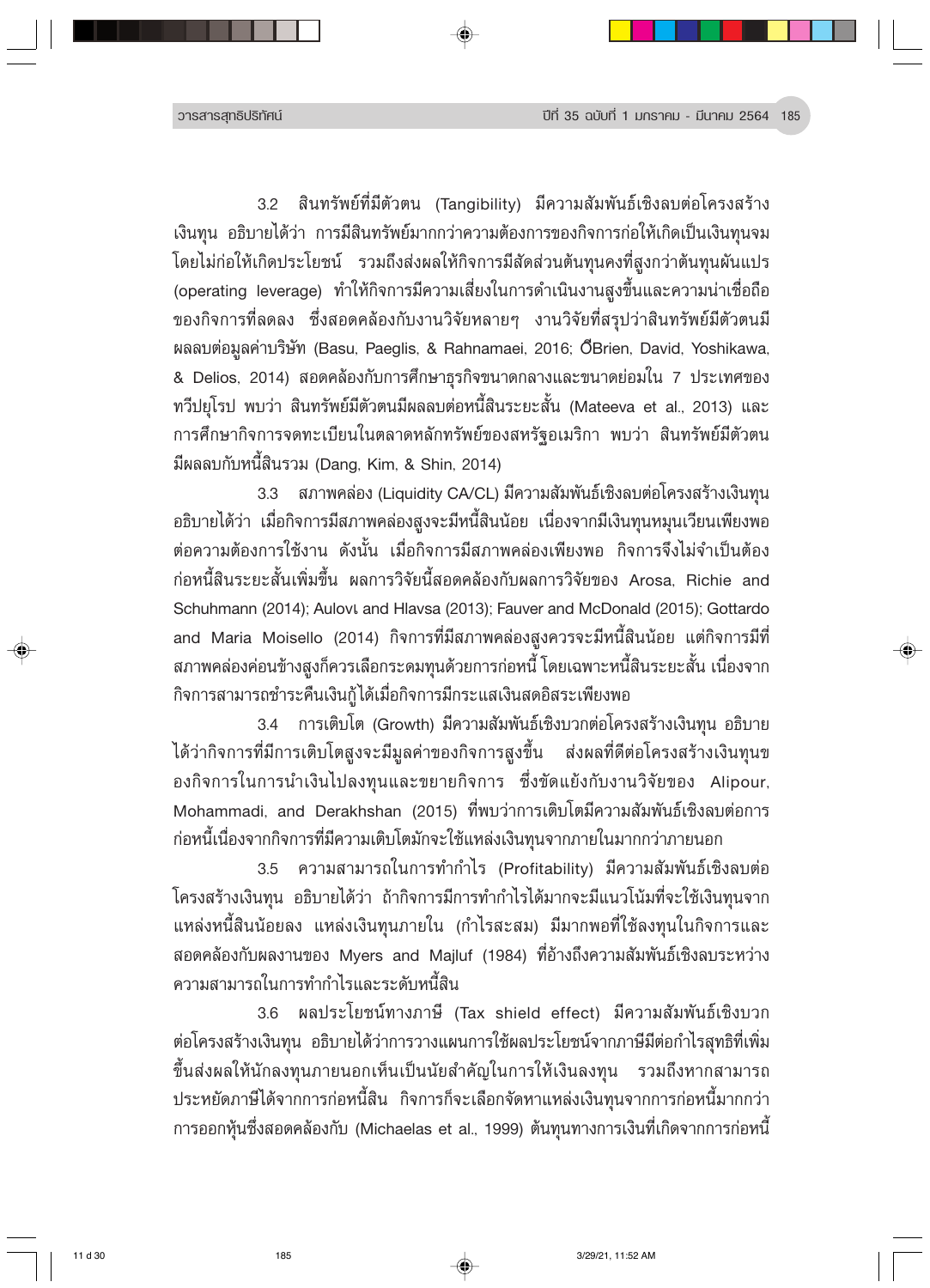3.2 สินทรัพย์ที่มีตัวตน (Tangibility) มีความสัมพันธ์เชิงลบต่อโครงสร้างเงินทุน อธิบายได้ว่า การมีสินทรัพย์มากกว่าความต้องการของกิจการก่อให้เกิดเป็นเงินทุนจม โดยไม่ก่อให้เกิดประโยชน์ รวมถึงส่งผลให้กิจการมีสัดส่วนต้นทุนคงที่สูงกว่าต้นทุนผันแปร (operating leverage) ทำให้กิจการมีความเสี่ยงในการดำเนินงานสูงขึ้นและความน่าเชื่อถือของกิจการที่ลดลง ซึ่งสอดคล้องกับงานวิจัยหลายๆ งานวิจัยที่สรุปว่าสินทรัพย์มีตัวตนมีผลลบต่อมูลค่าบริษัท (Basu, Paeglis, & Rahnamaei, 2016; ŌBrien, David, Yoshikawa, & Delios, 2014) สอดคล้องกับการศึกษาธุรกิจขนาดกลางและขนาดย่อมใน 7 ประเทศของทวีปยุโรป พบว่า สินทรัพย์มีตัวตนมีผลลบต่อหนี้สินระยะสั้น (Mateeva et al., 2013) และการศึกษากิจการจดทะเบียนในตลาดหลักทรัพย์ของสหรัฐอเมริกา พบว่า สินทรัพย์มีตัวตนมีผลลบกับหนี้สินรวม (Dang, Kim, & Shin, 2014)

3.3 สภาพคล่อง (Liquidity CA/CL) มีความสัมพันธ์เชิงลบต่อโครงสร้างเงินทุน อธิบายได้ว่า เมื่อกิจการมีสภาพคล่องสูงจะมีหนี้สินน้อย เนื่องจากมีเงินทุนหมุนเวียนเพียงพอต่อความต้องการใช้งาน ดังนั้น เมื่อกิจการมีสภาพคล่องเพียงพอ กิจการจึงไม่จำเป็นต้องก่อหนี้สินระยะสั้นเพิ่มขึ้น ผลการวิจัยนี้สอดคล้องกับผลการวิจัยของ Arosa, Richie and Schuhmann (2014); Aulovl and Hlavsa (2013); Fauver and McDonald (2015); Gottardo and Maria Moisello (2014) กิจการที่มีสภาพคล่องสูงควรจะมีหนี้สินน้อย แต่กิจการมีที่สภาพคล่องค่อนข้างสูงก็ควรเลือกระดมทุนด้วยการก่อหนี้ โดยเฉพาะหนี้สินระยะสั้น เนื่องจากกิจการสามารถชำระคืนเงินกู้ได้เมื่อกิจการมีกระแสเงินสดอิสระเพียงพอ

3.4 การเติบโต (Growth) มีความสัมพันธ์เชิงบวกต่อโครงสร้างเงินทุน อธิบายได้ว่ากิจการที่มีการเติบโตสูงจะมีมูลค่าของกิจการสูงขึ้น ส่งผลที่ดีต่อโครงสร้างเงินทุนขององค์การในการนำเงินไปลงทุนและขยายกิจการ ซึ่งขัดแย้งกับงานวิจัยของ Alipour, Mohammadi, and Derakhshan (2015) ที่พบว่าการเติบโตมีความสัมพันธ์เชิงลบต่อการก่อหนี้เนื่องจากกิจการที่มีความเติบโตมักจะใช้แหล่งเงินทุนจากภายในมากกว่าภายนอก

3.5 ความสามารถในการทำกำไร (Profitability) มีความสัมพันธ์เชิงลบต่อโครงสร้างเงินทุน อธิบายได้ว่า ถ้ากิจการมีการทำกำไรได้มากจะมีแนวโน้มที่จะใช้เงินทุนจากแหล่งหนี้สินน้อยลง แหล่งเงินทุนภายใน (กำไรสะสม) มีมากพอที่ใช้ลงทุนในกิจการและสอดคล้องกับผลงานของ Myers and Majluf (1984) ที่อ้างถึงความสัมพันธ์เชิงลบระหว่างความสามารถในการทำกำไรและระดับหนี้สิน

3.6 ผลประโยชน์ทางภาษี (Tax shield effect) มีความสัมพันธ์เชิงบวกต่อโครงสร้างเงินทุน อธิบายได้ว่าการวางแผนการใช้ผลประโยชน์จากภาษีมีต่อกำไรสุทธิที่เพิ่มขึ้นส่งผลให้นักลงทุนภายนอกเห็นเป็นนัยสำคัญในการให้เงินลงทุน รวมถึงหากสามารถประหยัดภาษีได้จากการก่อหนี้สิน กิจการก็จะเลือกจัดหาแหล่งเงินทุนจากการก่อหนี้มากกว่าการออกหุ้นซึ่งสอดคล้องกับ (Michaelas et al., 1999) ต้นทุนทางการเงินที่เกิดจากการก่อหนี้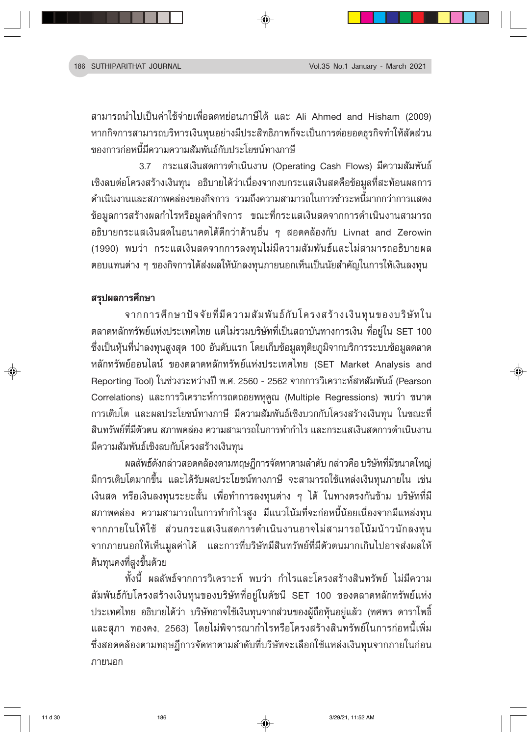สามารถนำไปเป็นค่าใช้จ่ายเพื่อลดหย่อนภาษีได้ และ Ali Ahmed and Hisham (2009) หากกิจการสามารถบริหารเงินทุนอย่างมีประสิทธิภาพก็จะเป็นการต่อยอดธุรกิจทำให้สัดส่วนของการก่อหนี้มีความความสัมพันธ์กับประโยชน์ทางภาษี

3.7 กระแสเงินสดการดำเนินงาน (Operating Cash Flows) มีความสัมพันธ์เชิงลบต่อโครงสร้างเงินทุน อธิบายได้ว่าเนื่องจากงบกระแสเงินสดคือข้อมูลที่สะท้อนผลการดำเนินงานและสภาพคล่องของกิจการ รวมถึงความสามารถในการชำระหนี้มากกว่าการแสดงข้อมูลการสร้างผลกำไรหรือมูลค่ากิจการ ขณะที่กระแสเงินสดจากการดำเนินงานสามารถอธิบายกระแสเงินสดในอนาคตได้ดีกว่าด้านอื่น ๆ สอดคล้องกับ Livnat and Zerowin (1990) พบว่า กระแสเงินสดจากการลงทุนไม่มีความสัมพันธ์และไม่สามารถอธิบายผลตอบแทนต่าง ๆ ของกิจการได้ส่งผลให้นักลงทุนภายนอกเห็นเป็นนัยสำคัญในการให้เงินลงทุน

## สรุปผลการศึกษา

จากการศึกษาปัจจัยที่มีความสัมพันธ์กับโครงสร้างเงินทุนของบริษัทในตลาดหลักทรัพย์แห่งประเทศไทย แต่ไม่รวมบริษัทที่เป็นสถาบันทางการเงิน ที่อยู่ใน SET 100 ซึ่งเป็นหุ้นที่น่าลงทุนสูงสุด 100 อันดับแรก โดยเก็บข้อมูลทุติยภูมิจากบริการระบบข้อมูลตลาดหลักทรัพย์ออนไลน์ ของตลาดหลักทรัพย์แห่งประเทศไทย (SET Market Analysis and Reporting Tool) ในช่วงระหว่างปี พ.ศ. 2560 - 2562 จากการวิเคราะห์สหสัมพันธ์ (Pearson Correlations) และการวิเคราะห์การถดถอยพหุคูณ (Multiple Regressions) พบว่า ขนาด การเติบโต และผลประโยชน์ทางภาษี มีความสัมพันธ์เชิงบวกกับโครงสร้างเงินทุน ในขณะที่สินทรัพย์ที่มีตัวตน สภาพคล่อง ความสามารถในการทำกำไร และกระแสเงินสดการดำเนินงาน มีความสัมพันธ์เชิงลบกับโครงสร้างเงินทุน

ผลลัพธ์ดังกล่าวสอดคล้องตามทฤษฎีการจัดหาตามลำดับ กล่าวคือ บริษัทที่มีขนาดใหญ่ มีการเติบโตมากขึ้น และได้รับผลประโยชน์ทางภาษี จะสามารถใช้แหล่งเงินทุนภายใน เช่น เงินสด หรือเงินลงทุนระยะสั้น เพื่อทำการลงทุนต่าง ๆ ได้ ในทางตรงกันข้าม บริษัทที่มีสภาพคล่อง ความสามารถในการทำกำไรสูง มีแนวโน้มที่จะก่อหนี้น้อยเนื่องจากมีแหล่งทุนจากภายในให้ใช้ ส่วนกระแสเงินสดการดำเนินงานอาจไม่สามารถโน้มน้าวนักลงทุนจากภายนอกให้เห็นมูลค่าได้ และการที่บริษัทมีสินทรัพย์ที่มีตัวตนมากเกินไปอาจส่งผลให้ต้นทุนคงที่สูงขึ้นด้วย

ทั้งนี้ ผลลัพธ์จากการวิเคราะห์ พบว่า กำไรและโครงสร้างสินทรัพย์ ไม่มีความสัมพันธ์กับโครงสร้างเงินทุนของบริษัทที่อยู่ในดัชนี SET 100 ของตลาดหลักทรัพย์แห่งประเทศไทย อธิบายได้ว่า บริษัทอาจใช้เงินทุนจากส่วนของผู้ถือหุ้นอยู่แล้ว (ทศพร ดาราโพธิ์ และสุภา ทองคง, 2563) โดยไม่พิจารณากำไรหรือโครงสร้างสินทรัพย์ในการก่อหนี้เพิ่ม ซึ่งสอดคล้องตามทฤษฎีการจัดหาตามลำดับที่บริษัทจะเลือกใช้แหล่งเงินทุนจากภายในก่อนภายนอก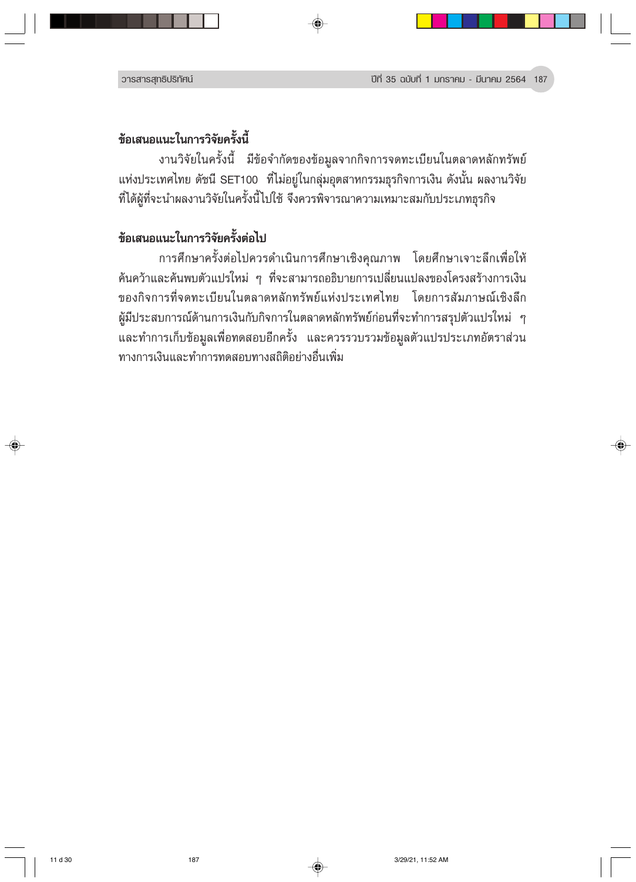### ข้อเสนอแนะในการวิจัยครั้งนี้

งานวิจัยในครั้งนี้ มีข้อจำกัดของข้อมูลจากกิจการจดทะเบียนในตลาดหลักทรัพย์แห่งประเทศไทย ดัชนี SET100 ที่ไม่อยู่ในกลุ่มอุตสาหกรรมธุรกิจการเงิน ดังนั้น ผลงานวิจัยที่ได้ผู้ที่จะนำผลงานวิจัยในครั้งนี้ไปใช้ จึงควรพิจารณาความเหมาะสมกับประเภทธุรกิจ

### ข้อเสนอแนะในการวิจัยครั้งต่อไป

การศึกษาครั้งต่อไปควรดำเนินการศึกษาเชิงคุณภาพ โดยศึกษาเจาะลึกเพื่อให้ค้นคว้าและค้นพบตัวแปรใหม่ ๆ ที่จะสามารถอธิบายการเปลี่ยนแปลงของโครงสร้างการเงินของกิจการที่จดทะเบียนในตลาดหลักทรัพย์แห่งประเทศไทย โดยการสัมภาษณ์เชิงลึกผู้มีประสบการณ์ด้านการเงินกับกิจการในตลาดหลักทรัพย์ก่อนที่จะทำการสรุปตัวแปรใหม่ ๆ และทำการเก็บข้อมูลเพื่อทดสอบอีกครั้ง และควรรวบรวมข้อมูลตัวแปรประเภทอัตราส่วนทางการเงินและทำการทดสอบทางสถิติอย่างอื่นเพิ่ม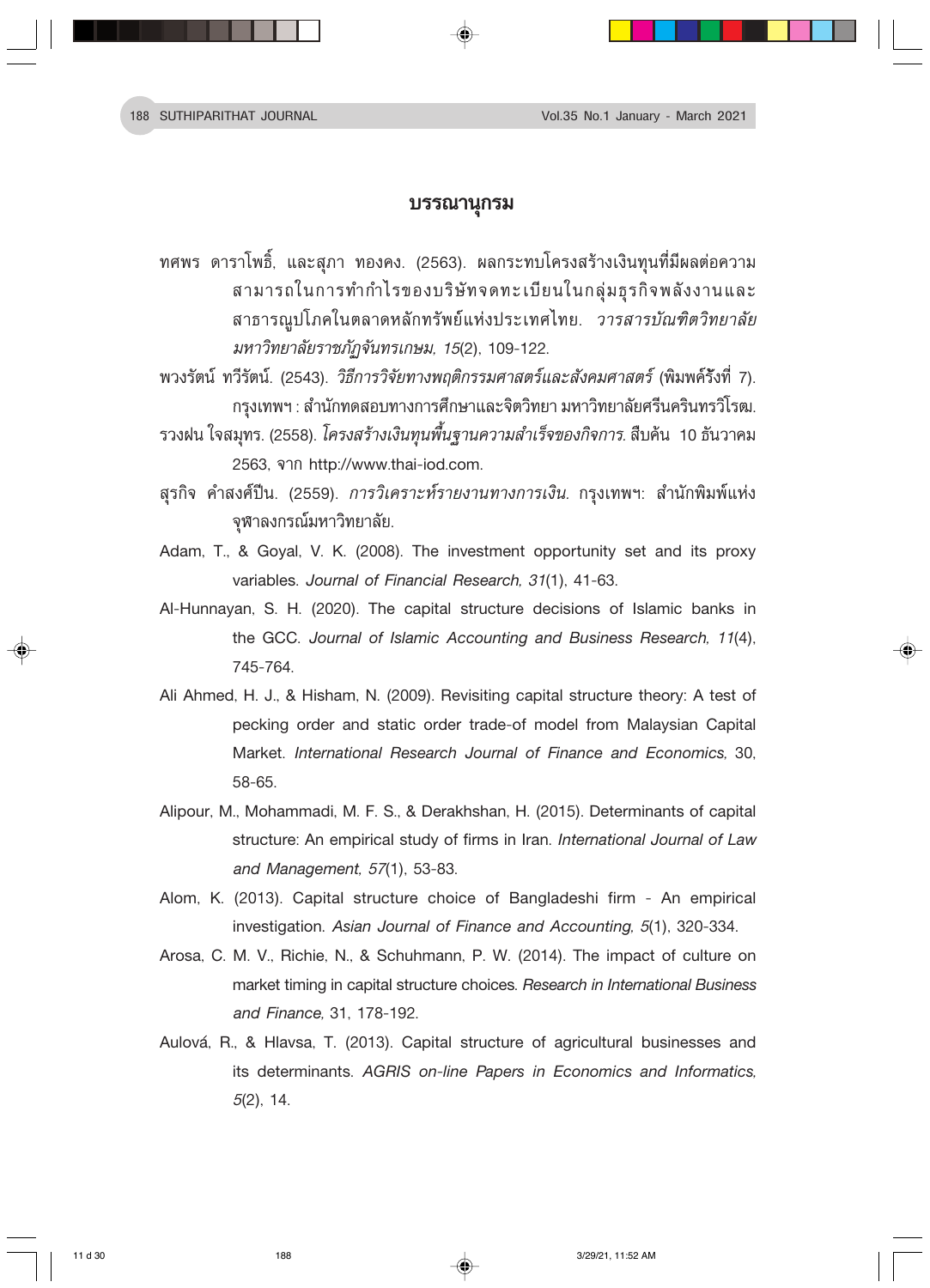## บรรณานุกรม

ทศพร ดาราโพธิ์, และสุภา ทองคง. (2563). ผลกระทบโครงสร้างเงินทุนที่มีผลต่อความสามารถในการทำกำไรของบริษัทจดทะเบียนในกลุ่มธุรกิจพลังงานและสาธารณูปโภคในตลาดหลักทรัพย์แห่งประเทศไทย. *วารสารบัณฑิตวิทยาลัย มหาวิทยาลัยราชภัฏจันทรเกษม, 15*(2), 109-122.

พวงรัตน์ ทวีรัตน์. (2543). *วิธีการวิจัยทางพฤติกรรมศาสตร์และสังคมศาสตร์* (พิมพ์ครั้งที่ 7). กรุงเทพฯ : สำนักทดสอบทางการศึกษาและจิตวิทยา มหาวิทยาลัยศรีนครินทรวิโรฒ.

รวงฝน ใจสมุทร. (2558). *โครงสร้างเงินทุนพื้นฐานความสำเร็จของกิจการ.* สืบค้น 10 ธันวาคม 2563, จาก http://www.thai-iod.com.

สุรกิจ คำสงค์ปืน. (2559). *การวิเคราะห์รายงานทางการเงิน.* กรุงเทพฯ: สำนักพิมพ์แห่งจุฬาลงกรณ์มหาวิทยาลัย.

Adam, T., & Goyal, V. K. (2008). The investment opportunity set and its proxy variables. *Journal of Financial Research, 31*(1), 41-63.

Al-Hunnayan, S. H. (2020). The capital structure decisions of Islamic banks in the GCC. *Journal of Islamic Accounting and Business Research, 11*(4), 745-764.

Ali Ahmed, H. J., & Hisham, N. (2009). Revisiting capital structure theory: A test of pecking order and static order trade-of model from Malaysian Capital Market. *International Research Journal of Finance and Economics,* 30, 58-65.

Alipour, M., Mohammadi, M. F. S., & Derakhshan, H. (2015). Determinants of capital structure: An empirical study of firms in Iran. *International Journal of Law and Management, 57*(1), 53-83.

Alom, K. (2013). Capital structure choice of Bangladeshi firm - An empirical investigation. *Asian Journal of Finance and Accounting, 5*(1), 320-334.

Arosa, C. M. V., Richie, N., & Schuhmann, P. W. (2014). The impact of culture on market timing in capital structure choices. *Research in International Business and Finance,* 31, 178-192.

Aulová, R., & Hlavsa, T. (2013). Capital structure of agricultural businesses and its determinants. *AGRIS on-line Papers in Economics and Informatics, 5*(2), 14.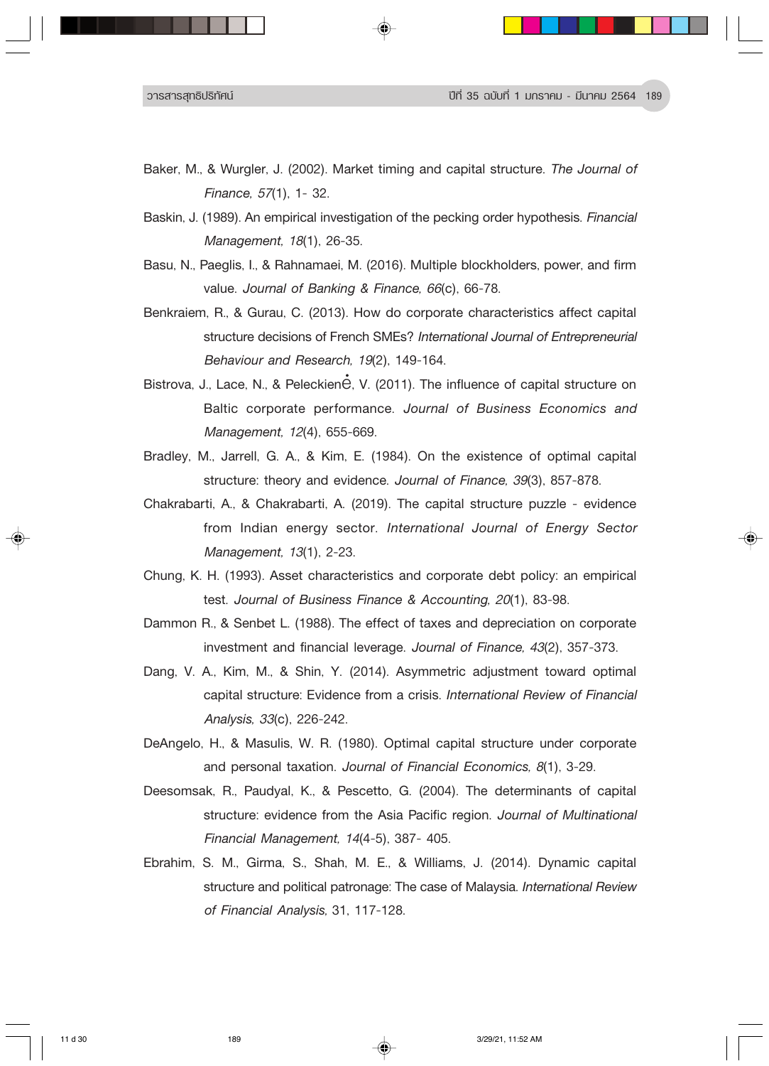Baker, M., & Wurgler, J. (2002). Market timing and capital structure. *The Journal of Finance, 57*(1), 1- 32.

Baskin, J. (1989). An empirical investigation of the pecking order hypothesis. *Financial Management, 18*(1), 26-35.

Basu, N., Paeglis, I., & Rahnamaei, M. (2016). Multiple blockholders, power, and firm value. *Journal of Banking & Finance, 66*(c), 66-78.

Benkraiem, R., & Gurau, C. (2013). How do corporate characteristics affect capital structure decisions of French SMEs? *International Journal of Entrepreneurial Behaviour and Research, 19*(2), 149-164.

Bistrova, J., Lace, N., & Peleckienė, V. (2011). The influence of capital structure on Baltic corporate performance. *Journal of Business Economics and Management, 12*(4), 655-669.

Bradley, M., Jarrell, G. A., & Kim, E. (1984). On the existence of optimal capital structure: theory and evidence. *Journal of Finance, 39*(3), 857-878.

Chakrabarti, A., & Chakrabarti, A. (2019). The capital structure puzzle - evidence from Indian energy sector. *International Journal of Energy Sector Management, 13*(1), 2-23.

Chung, K. H. (1993). Asset characteristics and corporate debt policy: an empirical test. *Journal of Business Finance & Accounting, 20*(1), 83-98.

Dammon R., & Senbet L. (1988). The effect of taxes and depreciation on corporate investment and financial leverage. *Journal of Finance, 43*(2), 357-373.

Dang, V. A., Kim, M., & Shin, Y. (2014). Asymmetric adjustment toward optimal capital structure: Evidence from a crisis. *International Review of Financial Analysis, 33*(c), 226-242.

DeAngelo, H., & Masulis, W. R. (1980). Optimal capital structure under corporate and personal taxation. *Journal of Financial Economics, 8*(1), 3-29.

Deesomsak, R., Paudyal, K., & Pescetto, G. (2004). The determinants of capital structure: evidence from the Asia Pacific region. *Journal of Multinational Financial Management, 14*(4-5), 387- 405.

Ebrahim, S. M., Girma, S., Shah, M. E., & Williams, J. (2014). Dynamic capital structure and political patronage: The case of Malaysia. *International Review of Financial Analysis,* 31, 117-128.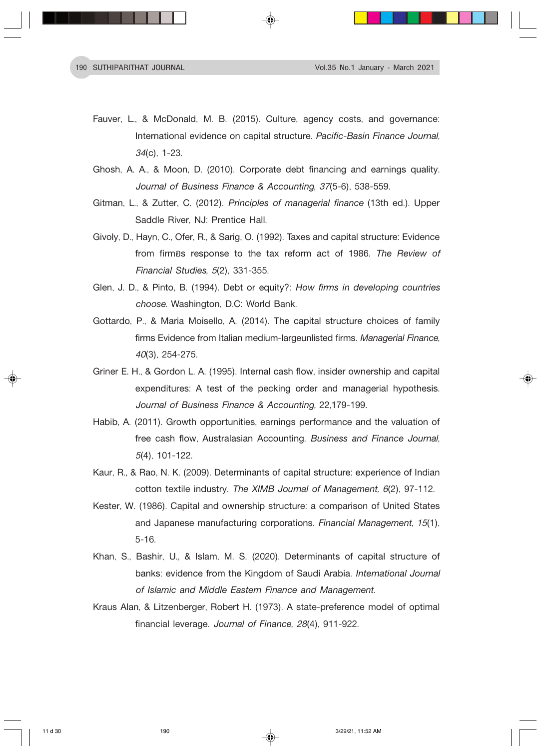Fauver, L., & McDonald, M. B. (2015). Culture, agency costs, and governance: International evidence on capital structure. *Pacific-Basin Finance Journal, 34*(c), 1-23.

Ghosh, A. A., & Moon, D. (2010). Corporate debt financing and earnings quality. *Journal of Business Finance & Accounting, 37*(5-6), 538-559.

Gitman, L., & Zutter, C. (2012). *Principles of managerial finance* (13th ed.). Upper Saddle River, NJ: Prentice Hall.

Givoly, D., Hayn, C., Ofer, R., & Sarig, O. (1992). Taxes and capital structure: Evidence from firmอs response to the tax reform act of 1986. *The Review of Financial Studies, 5*(2), 331-355.

Glen, J. D., & Pinto, B. (1994). Debt or equity?: *How firms in developing countries choose.* Washington, D.C: World Bank.

Gottardo, P., & Maria Moisello, A. (2014). The capital structure choices of family firms Evidence from Italian medium-largeunlisted firms. *Managerial Finance, 40*(3), 254-275.

Griner E. H., & Gordon L. A. (1995). Internal cash flow, insider ownership and capital expenditures: A test of the pecking order and managerial hypothesis. *Journal of Business Finance & Accounting,* 22,179-199.

Habib, A. (2011). Growth opportunities, earnings performance and the valuation of free cash flow, Australasian Accounting. *Business and Finance Journal, 5*(4), 101-122.

Kaur, R., & Rao, N. K. (2009). Determinants of capital structure: experience of Indian cotton textile industry. *The XIMB Journal of Management, 6*(2), 97-112.

Kester, W. (1986). Capital and ownership structure: a comparison of United States and Japanese manufacturing corporations. *Financial Management, 15*(1), 5-16.

Khan, S., Bashir, U., & Islam, M. S. (2020). Determinants of capital structure of banks: evidence from the Kingdom of Saudi Arabia. *International Journal of Islamic and Middle Eastern Finance and Management.*

Kraus Alan, & Litzenberger, Robert H. (1973). A state-preference model of optimal financial leverage. *Journal of Finance, 28*(4), 911-922.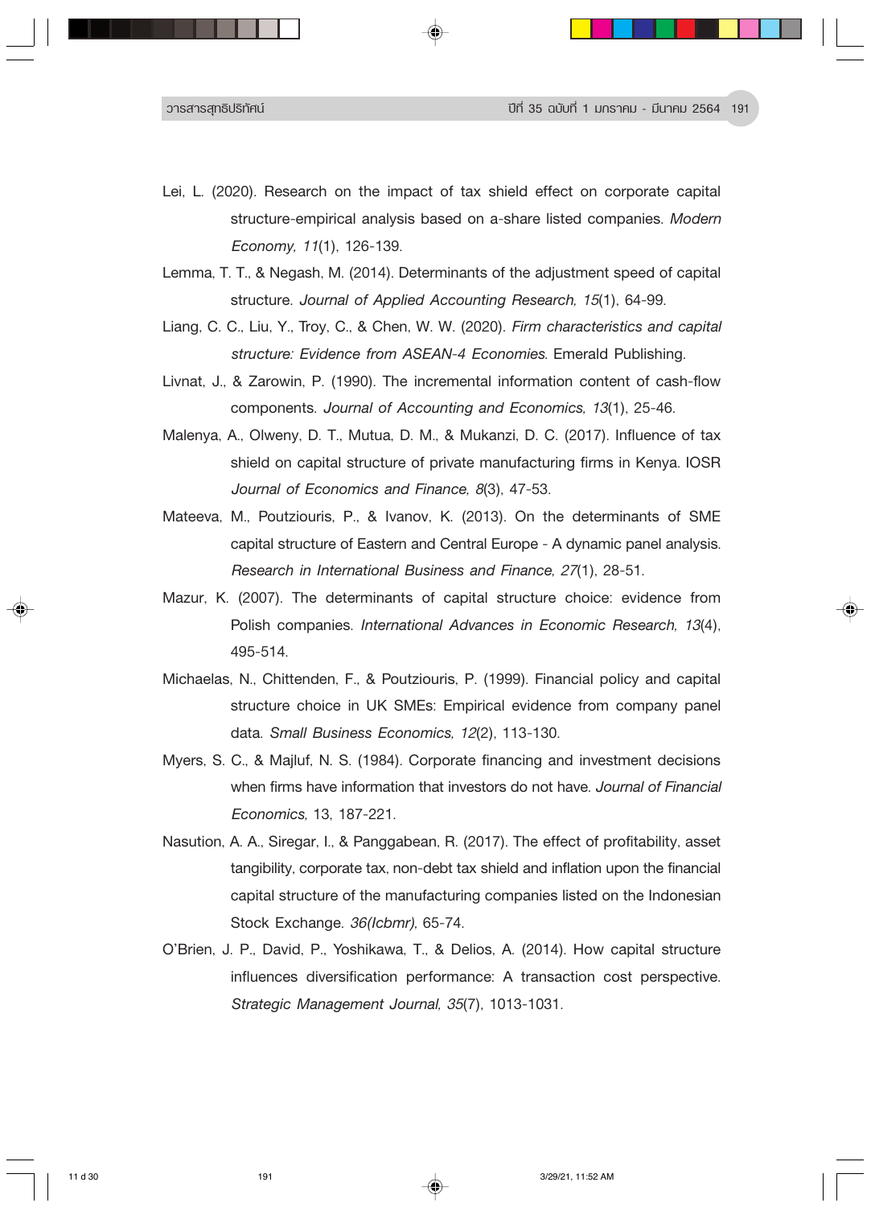Lei, L. (2020). Research on the impact of tax shield effect on corporate capital structure-empirical analysis based on a-share listed companies. *Modern Economy, 11*(1), 126-139.

Lemma, T. T., & Negash, M. (2014). Determinants of the adjustment speed of capital structure. *Journal of Applied Accounting Research, 15*(1), 64-99.

Liang, C. C., Liu, Y., Troy, C., & Chen, W. W. (2020). *Firm characteristics and capital structure: Evidence from ASEAN-4 Economies.* Emerald Publishing.

Livnat, J., & Zarowin, P. (1990). The incremental information content of cash-flow components. *Journal of Accounting and Economics, 13*(1), 25-46.

Malenya, A., Olweny, D. T., Mutua, D. M., & Mukanzi, D. C. (2017). Influence of tax shield on capital structure of private manufacturing firms in Kenya. IOSR *Journal of Economics and Finance, 8*(3), 47-53.

Mateeva, M., Poutziouris, P., & Ivanov, K. (2013). On the determinants of SME capital structure of Eastern and Central Europe - A dynamic panel analysis. *Research in International Business and Finance, 27*(1), 28-51.

Mazur, K. (2007). The determinants of capital structure choice: evidence from Polish companies. *International Advances in Economic Research, 13*(4), 495-514.

Michaelas, N., Chittenden, F., & Poutziouris, P. (1999). Financial policy and capital structure choice in UK SMEs: Empirical evidence from company panel data. *Small Business Economics, 12*(2), 113-130.

Myers, S. C., & Majluf, N. S. (1984). Corporate financing and investment decisions when firms have information that investors do not have. *Journal of Financial Economics,* 13, 187-221.

Nasution, A. A., Siregar, I., & Panggabean, R. (2017). The effect of profitability, asset tangibility, corporate tax, non-debt tax shield and inflation upon the financial capital structure of the manufacturing companies listed on the Indonesian Stock Exchange. *36(Icbmr),* 65-74.

O'Brien, J. P., David, P., Yoshikawa, T., & Delios, A. (2014). How capital structure influences diversification performance: A transaction cost perspective. *Strategic Management Journal, 35*(7), 1013-1031.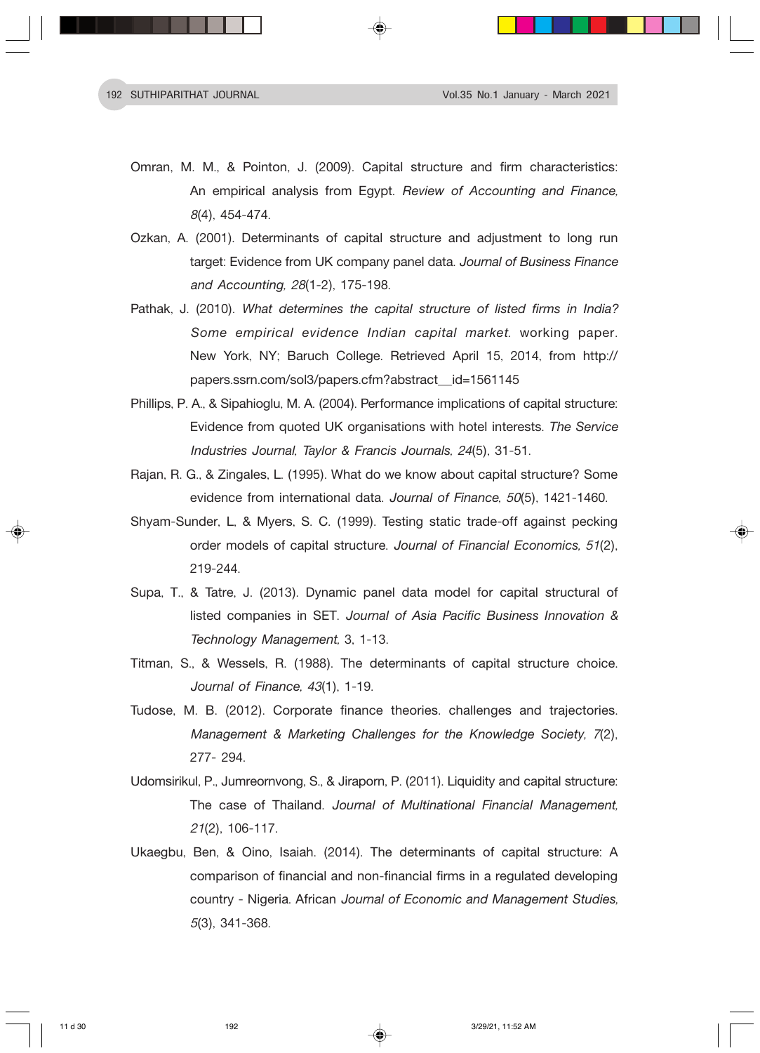Omran, M. M., & Pointon, J. (2009). Capital structure and firm characteristics: An empirical analysis from Egypt. *Review of Accounting and Finance, 8*(4), 454-474.

Ozkan, A. (2001). Determinants of capital structure and adjustment to long run target: Evidence from UK company panel data. *Journal of Business Finance and Accounting, 28*(1-2), 175-198.

Pathak, J. (2010). *What determines the capital structure of listed firms in India? Some empirical evidence Indian capital market.* working paper. New York, NY; Baruch College. Retrieved April 15, 2014, from http://papers.ssrn.com/sol3/papers.cfm?abstract__id=1561145

Phillips, P. A., & Sipahioglu, M. A. (2004). Performance implications of capital structure: Evidence from quoted UK organisations with hotel interests. *The Service Industries Journal, Taylor & Francis Journals, 24*(5), 31-51.

Rajan, R. G., & Zingales, L. (1995). What do we know about capital structure? Some evidence from international data. *Journal of Finance, 50*(5), 1421-1460.

Shyam-Sunder, L, & Myers, S. C. (1999). Testing static trade-off against pecking order models of capital structure. *Journal of Financial Economics, 51*(2), 219-244.

Supa, T., & Tatre, J. (2013). Dynamic panel data model for capital structural of listed companies in SET. *Journal of Asia Pacific Business Innovation & Technology Management,* 3, 1-13.

Titman, S., & Wessels, R. (1988). The determinants of capital structure choice. *Journal of Finance, 43*(1), 1-19.

Tudose, M. B. (2012). Corporate finance theories. challenges and trajectories. *Management & Marketing Challenges for the Knowledge Society, 7*(2), 277- 294.

Udomsirikul, P., Jumreornvong, S., & Jiraporn, P. (2011). Liquidity and capital structure: The case of Thailand. *Journal of Multinational Financial Management, 21*(2), 106-117.

Ukaegbu, Ben, & Oino, Isaiah. (2014). The determinants of capital structure: A comparison of financial and non-financial firms in a regulated developing country - Nigeria. African *Journal of Economic and Management Studies, 5*(3), 341-368.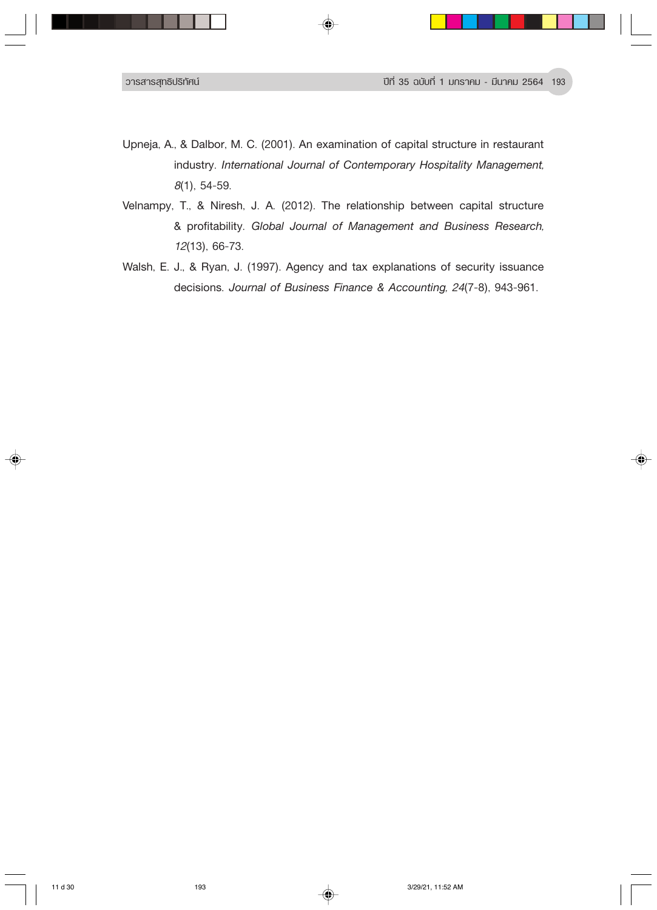Upneja, A., & Dalbor, M. C. (2001). An examination of capital structure in restaurant industry. *International Journal of Contemporary Hospitality Management, 8*(1), 54-59.

Velnampy, T., & Niresh, J. A. (2012). The relationship between capital structure & profitability. *Global Journal of Management and Business Research, 12*(13), 66-73.

Walsh, E. J., & Ryan, J. (1997). Agency and tax explanations of security issuance decisions. *Journal of Business Finance & Accounting, 24*(7-8), 943-961.